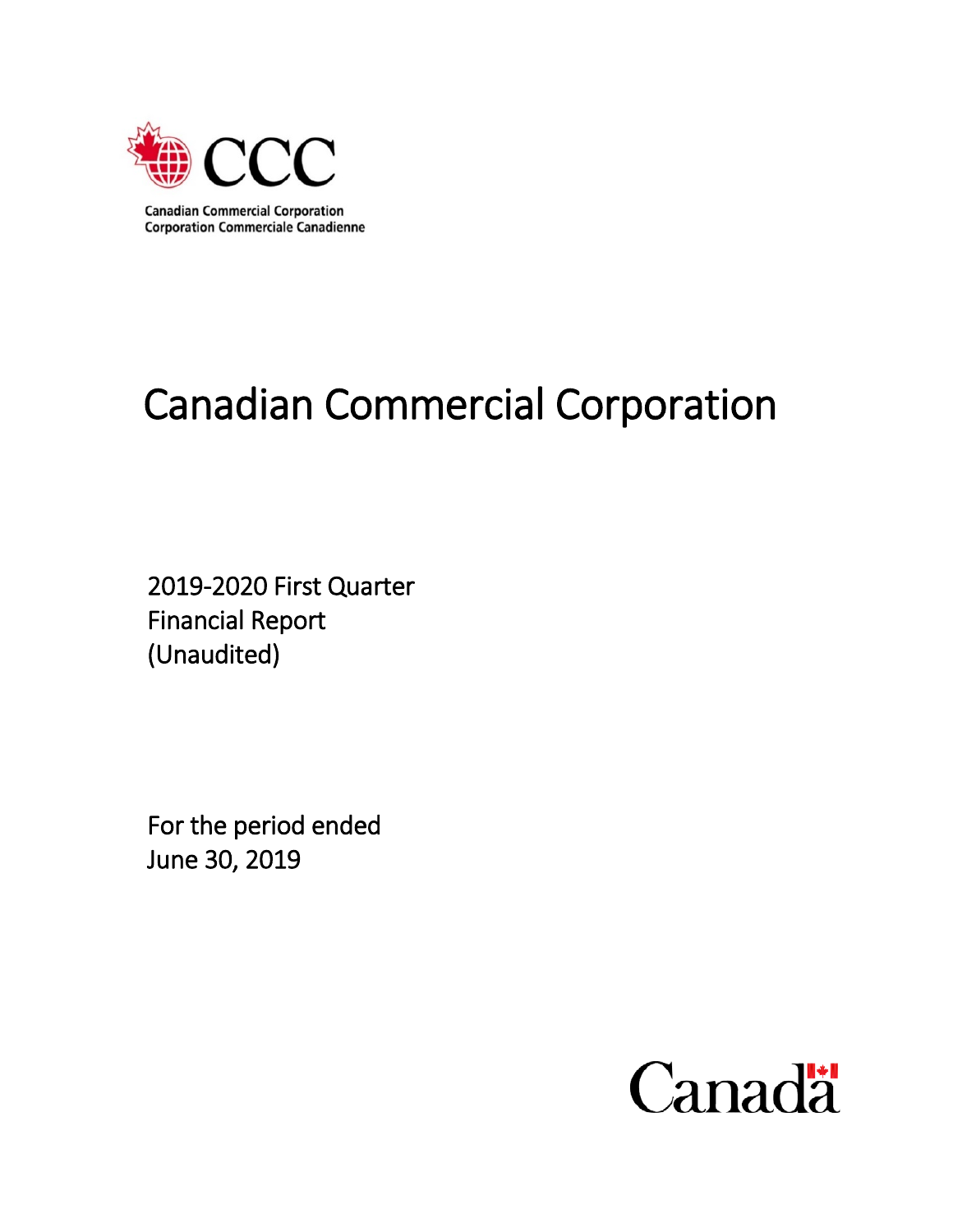CCC

Canadian Commercial Corporation
Corporation Commerciale Canadienne

# Canadian Commercial Corporation

2019-2020 First Quarter
Financial Report
(Unaudited)

For the period ended
June 30, 2019

Canada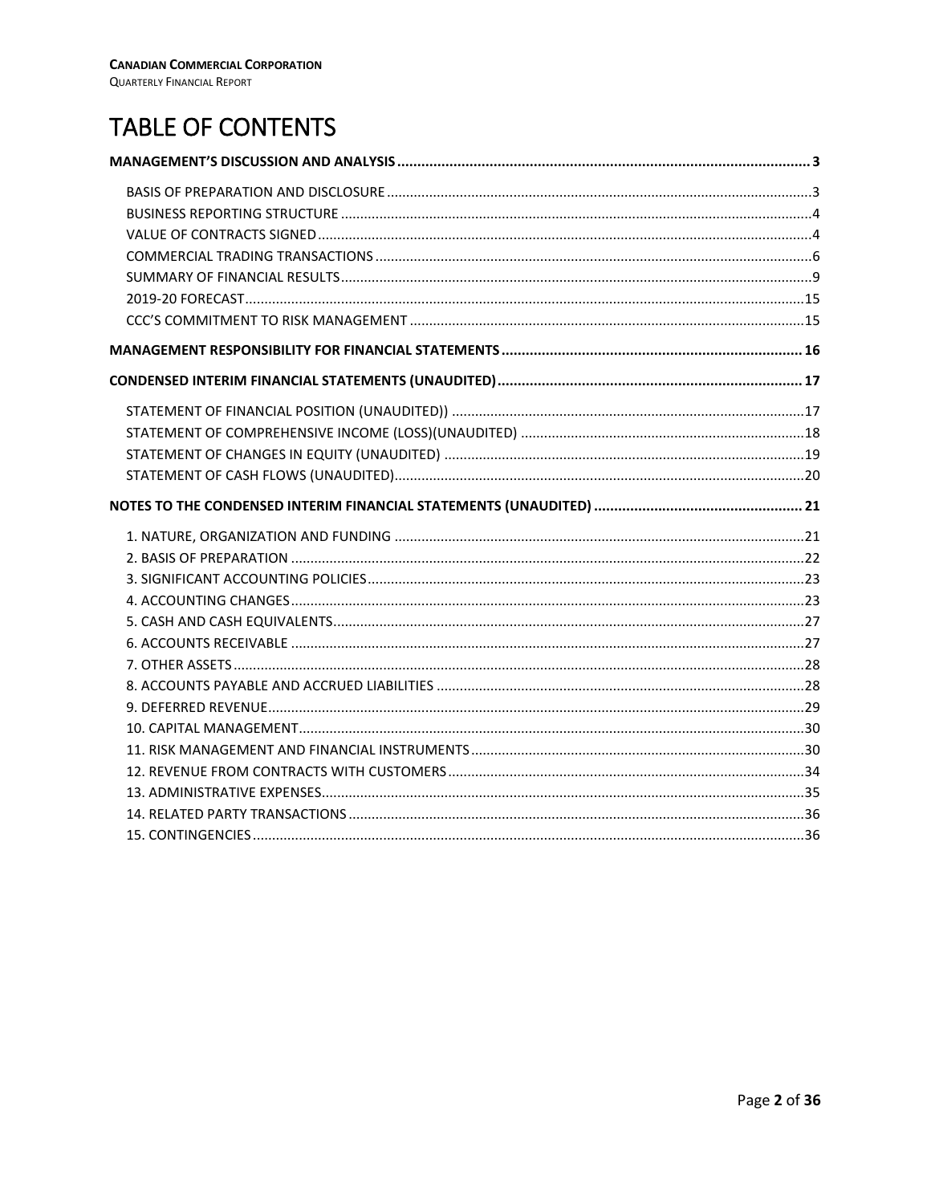# TABLE OF CONTENTS

**MANAGEMENT'S DISCUSSION AND ANALYSIS ... 3**

- BASIS OF PREPARATION AND DISCLOSURE ... 3
- BUSINESS REPORTING STRUCTURE ... 4
- VALUE OF CONTRACTS SIGNED ... 4
- COMMERCIAL TRADING TRANSACTIONS ... 6
- SUMMARY OF FINANCIAL RESULTS ... 9
- 2019-20 FORECAST ... 15
- CCC'S COMMITMENT TO RISK MANAGEMENT ... 15

**MANAGEMENT RESPONSIBILITY FOR FINANCIAL STATEMENTS ... 16**

**CONDENSED INTERIM FINANCIAL STATEMENTS (UNAUDITED) ... 17**

- STATEMENT OF FINANCIAL POSITION (UNAUDITED)) ... 17
- STATEMENT OF COMPREHENSIVE INCOME (LOSS)(UNAUDITED) ... 18
- STATEMENT OF CHANGES IN EQUITY (UNAUDITED) ... 19
- STATEMENT OF CASH FLOWS (UNAUDITED) ... 20

**NOTES TO THE CONDENSED INTERIM FINANCIAL STATEMENTS (UNAUDITED) ... 21**

- 1. NATURE, ORGANIZATION AND FUNDING ... 21
- 2. BASIS OF PREPARATION ... 22
- 3. SIGNIFICANT ACCOUNTING POLICIES ... 23
- 4. ACCOUNTING CHANGES ... 23
- 5. CASH AND CASH EQUIVALENTS ... 27
- 6. ACCOUNTS RECEIVABLE ... 27
- 7. OTHER ASSETS ... 28
- 8. ACCOUNTS PAYABLE AND ACCRUED LIABILITIES ... 28
- 9. DEFERRED REVENUE ... 29
- 10. CAPITAL MANAGEMENT ... 30
- 11. RISK MANAGEMENT AND FINANCIAL INSTRUMENTS ... 30
- 12. REVENUE FROM CONTRACTS WITH CUSTOMERS ... 34
- 13. ADMINISTRATIVE EXPENSES ... 35
- 14. RELATED PARTY TRANSACTIONS ... 36
- 15. CONTINGENCIES ... 36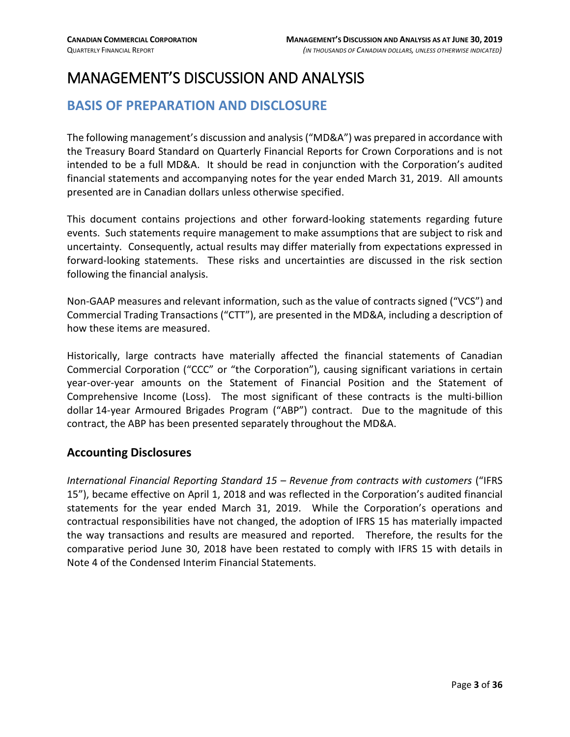# MANAGEMENT'S DISCUSSION AND ANALYSIS

## BASIS OF PREPARATION AND DISCLOSURE

The following management's discussion and analysis ("MD&A") was prepared in accordance with the Treasury Board Standard on Quarterly Financial Reports for Crown Corporations and is not intended to be a full MD&A. It should be read in conjunction with the Corporation's audited financial statements and accompanying notes for the year ended March 31, 2019. All amounts presented are in Canadian dollars unless otherwise specified.

This document contains projections and other forward-looking statements regarding future events. Such statements require management to make assumptions that are subject to risk and uncertainty. Consequently, actual results may differ materially from expectations expressed in forward-looking statements. These risks and uncertainties are discussed in the risk section following the financial analysis.

Non-GAAP measures and relevant information, such as the value of contracts signed ("VCS") and Commercial Trading Transactions ("CTT"), are presented in the MD&A, including a description of how these items are measured.

Historically, large contracts have materially affected the financial statements of Canadian Commercial Corporation ("CCC" or "the Corporation"), causing significant variations in certain year-over-year amounts on the Statement of Financial Position and the Statement of Comprehensive Income (Loss). The most significant of these contracts is the multi-billion dollar 14-year Armoured Brigades Program ("ABP") contract. Due to the magnitude of this contract, the ABP has been presented separately throughout the MD&A.

### Accounting Disclosures

*International Financial Reporting Standard 15 – Revenue from contracts with customers* ("IFRS 15"), became effective on April 1, 2018 and was reflected in the Corporation's audited financial statements for the year ended March 31, 2019. While the Corporation's operations and contractual responsibilities have not changed, the adoption of IFRS 15 has materially impacted the way transactions and results are measured and reported. Therefore, the results for the comparative period June 30, 2018 have been restated to comply with IFRS 15 with details in Note 4 of the Condensed Interim Financial Statements.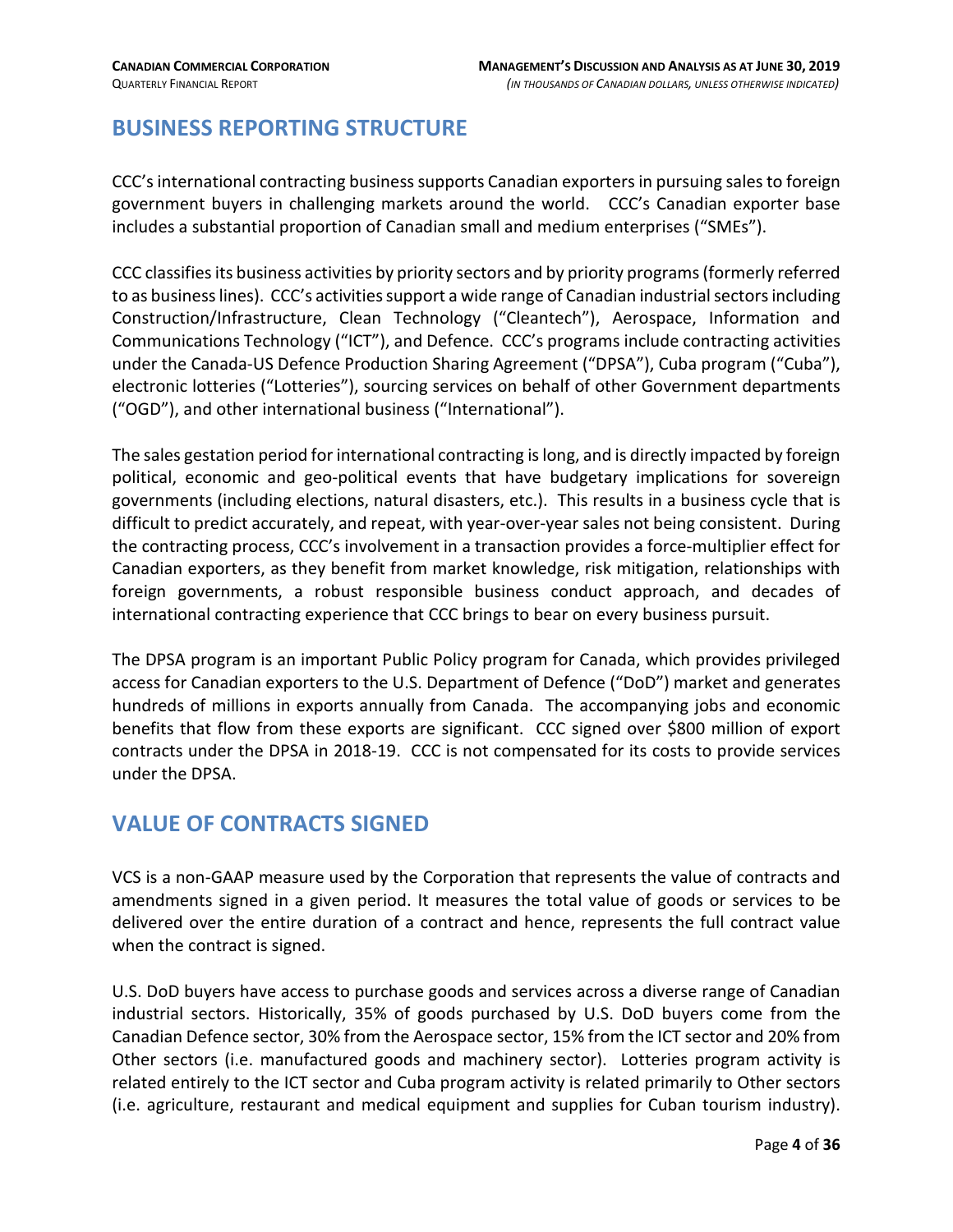## BUSINESS REPORTING STRUCTURE

CCC's international contracting business supports Canadian exporters in pursuing sales to foreign government buyers in challenging markets around the world. CCC's Canadian exporter base includes a substantial proportion of Canadian small and medium enterprises ("SMEs").

CCC classifies its business activities by priority sectors and by priority programs (formerly referred to as business lines). CCC's activities support a wide range of Canadian industrial sectors including Construction/Infrastructure, Clean Technology ("Cleantech"), Aerospace, Information and Communications Technology ("ICT"), and Defence. CCC's programs include contracting activities under the Canada-US Defence Production Sharing Agreement ("DPSA"), Cuba program ("Cuba"), electronic lotteries ("Lotteries"), sourcing services on behalf of other Government departments ("OGD"), and other international business ("International").

The sales gestation period for international contracting is long, and is directly impacted by foreign political, economic and geo-political events that have budgetary implications for sovereign governments (including elections, natural disasters, etc.). This results in a business cycle that is difficult to predict accurately, and repeat, with year-over-year sales not being consistent. During the contracting process, CCC's involvement in a transaction provides a force-multiplier effect for Canadian exporters, as they benefit from market knowledge, risk mitigation, relationships with foreign governments, a robust responsible business conduct approach, and decades of international contracting experience that CCC brings to bear on every business pursuit.

The DPSA program is an important Public Policy program for Canada, which provides privileged access for Canadian exporters to the U.S. Department of Defence ("DoD") market and generates hundreds of millions in exports annually from Canada. The accompanying jobs and economic benefits that flow from these exports are significant. CCC signed over $800 million of export contracts under the DPSA in 2018-19. CCC is not compensated for its costs to provide services under the DPSA.

## VALUE OF CONTRACTS SIGNED

VCS is a non-GAAP measure used by the Corporation that represents the value of contracts and amendments signed in a given period. It measures the total value of goods or services to be delivered over the entire duration of a contract and hence, represents the full contract value when the contract is signed.

U.S. DoD buyers have access to purchase goods and services across a diverse range of Canadian industrial sectors. Historically, 35% of goods purchased by U.S. DoD buyers come from the Canadian Defence sector, 30% from the Aerospace sector, 15% from the ICT sector and 20% from Other sectors (i.e. manufactured goods and machinery sector). Lotteries program activity is related entirely to the ICT sector and Cuba program activity is related primarily to Other sectors (i.e. agriculture, restaurant and medical equipment and supplies for Cuban tourism industry).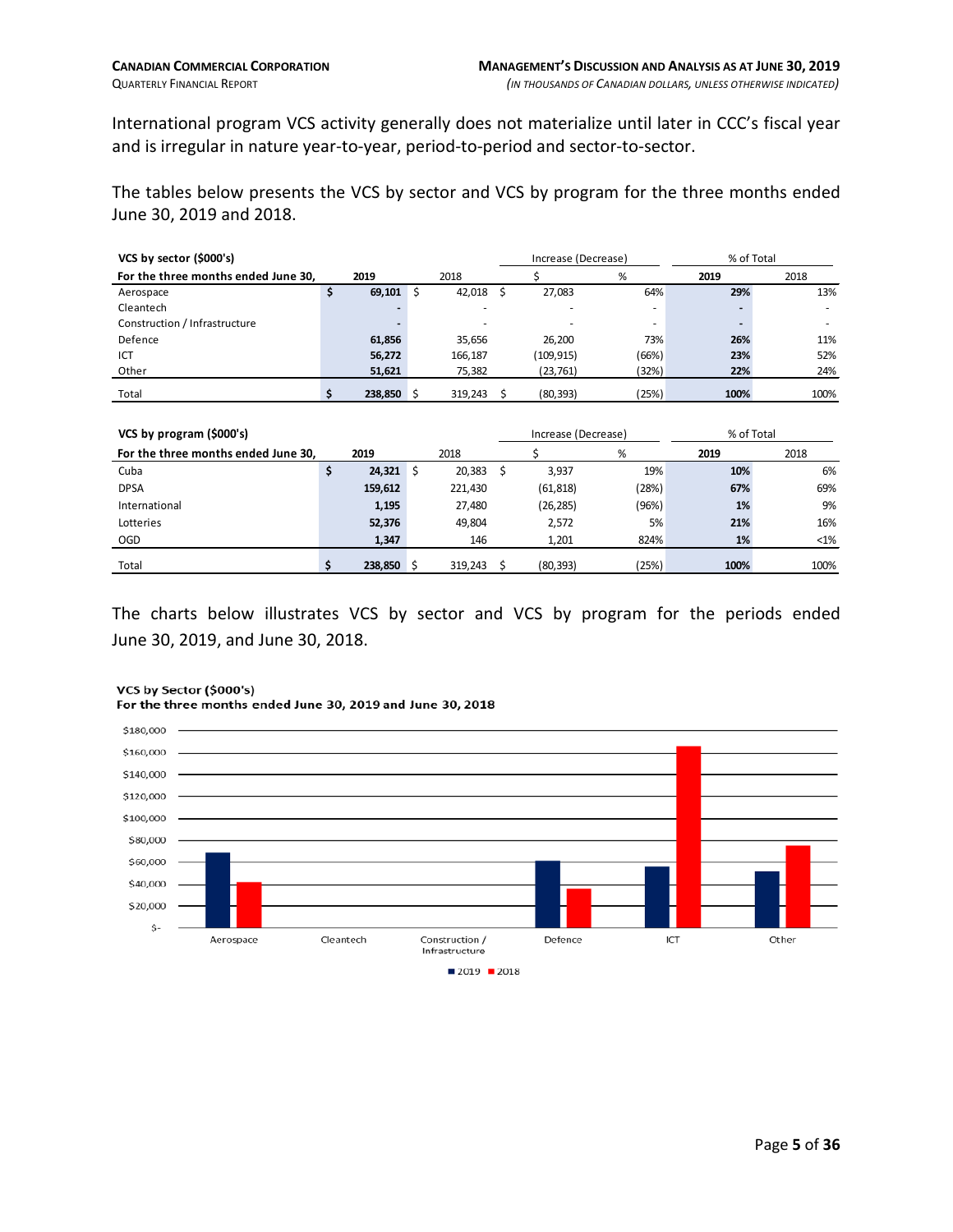International program VCS activity generally does not materialize until later in CCC's fiscal year and is irregular in nature year-to-year, period-to-period and sector-to-sector.

The tables below presents the VCS by sector and VCS by program for the three months ended June 30, 2019 and 2018.

| **VCS by sector ($000's)** | | | Increase (Decrease) | | % of Total | |
|---|---|---|---|---|---|---|
| **For the three months ended June 30,** | **2019** | 2018 | $ | % | **2019** | 2018 |
| Aerospace | **$ 69,101** | $ 42,018 | $ 27,083 | 64% | **29%** | 13% |
| Cleantech | **-** | - | - | - | **-** | - |
| Construction / Infrastructure | **-** | - | - | - | **-** | - |
| Defence | **61,856** | 35,656 | 26,200 | 73% | **26%** | 11% |
| ICT | **56,272** | 166,187 | (109,915) | (66%) | **23%** | 52% |
| Other | **51,621** | 75,382 | (23,761) | (32%) | **22%** | 24% |
| Total | **$ 238,850** | $ 319,243 | $ (80,393) | (25%) | **100%** | 100% |

| **VCS by program ($000's)** | | | Increase (Decrease) | | % of Total | |
|---|---|---|---|---|---|---|
| **For the three months ended June 30,** | **2019** | 2018 | $ | % | **2019** | 2018 |
| Cuba | **$ 24,321** | $ 20,383 | $ 3,937 | 19% | **10%** | 6% |
| DPSA | **159,612** | 221,430 | (61,818) | (28%) | **67%** | 69% |
| International | **1,195** | 27,480 | (26,285) | (96%) | **1%** | 9% |
| Lotteries | **52,376** | 49,804 | 2,572 | 5% | **21%** | 16% |
| OGD | **1,347** | 146 | 1,201 | 824% | **1%** | <1% |
| Total | **$ 238,850** | $ 319,243 | $ (80,393) | (25%) | **100%** | 100% |

The charts below illustrates VCS by sector and VCS by program for the periods ended June 30, 2019, and June 30, 2018.

**VCS by Sector ($000's)**
**For the three months ended June 30, 2019 and June 30, 2018**

$180,000
$160,000
$140,000
$120,000
$100,000
$80,000
$60,000
$40,000
$20,000
$-

Aerospace | Cleantech | Construction / Infrastructure | Defence | ICT | Other

■ 2019 ■ 2018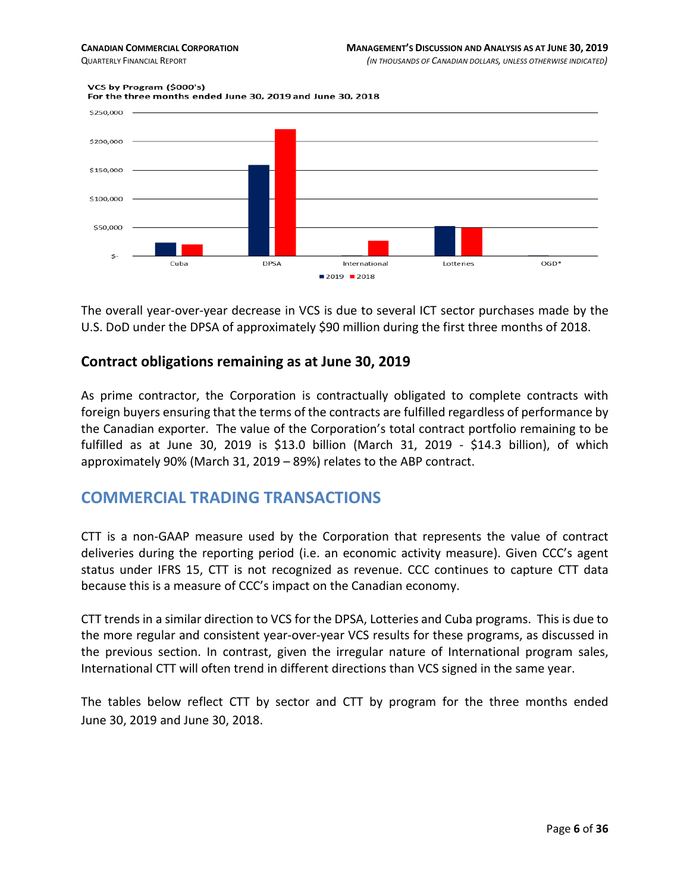VCS by Program ($000's)
For the three months ended June 30, 2019 and June 30, 2018

The overall year-over-year decrease in VCS is due to several ICT sector purchases made by the U.S. DoD under the DPSA of approximately $90 million during the first three months of 2018.

## Contract obligations remaining as at June 30, 2019

As prime contractor, the Corporation is contractually obligated to complete contracts with foreign buyers ensuring that the terms of the contracts are fulfilled regardless of performance by the Canadian exporter. The value of the Corporation's total contract portfolio remaining to be fulfilled as at June 30, 2019 is $13.0 billion (March 31, 2019 - $14.3 billion), of which approximately 90% (March 31, 2019 – 89%) relates to the ABP contract.

# COMMERCIAL TRADING TRANSACTIONS

CTT is a non-GAAP measure used by the Corporation that represents the value of contract deliveries during the reporting period (i.e. an economic activity measure). Given CCC's agent status under IFRS 15, CTT is not recognized as revenue. CCC continues to capture CTT data because this is a measure of CCC's impact on the Canadian economy.

CTT trends in a similar direction to VCS for the DPSA, Lotteries and Cuba programs. This is due to the more regular and consistent year-over-year VCS results for these programs, as discussed in the previous section. In contrast, given the irregular nature of International program sales, International CTT will often trend in different directions than VCS signed in the same year.

The tables below reflect CTT by sector and CTT by program for the three months ended June 30, 2019 and June 30, 2018.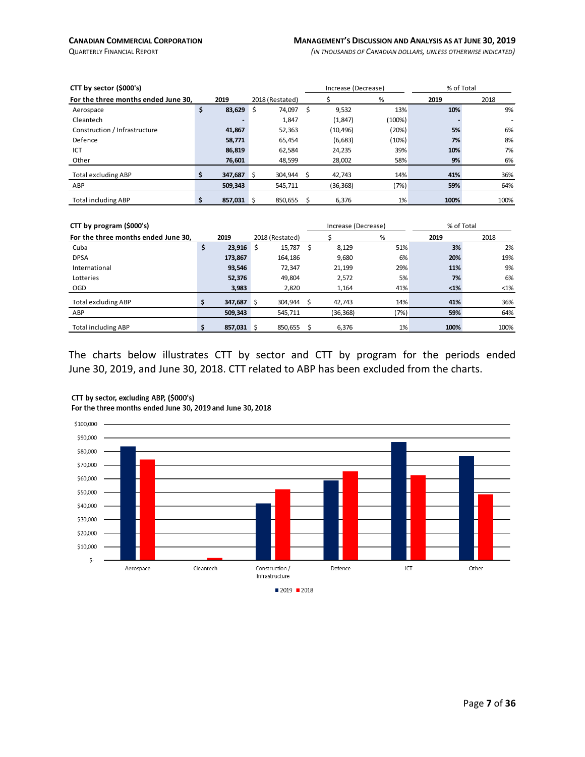| CTT by sector ($000's) | | | Increase (Decrease) | | % of Total | |
|---|---|---|---|---|---|---|
| For the three months ended June 30, | 2019 | 2018 (Restated) | $ | % | 2019 | 2018 |
| Aerospace | $ 83,629 | $ 74,097 | $ 9,532 | 13% | 10% | 9% |
| Cleantech | - | 1,847 | (1,847) | (100%) | - | - |
| Construction / Infrastructure | 41,867 | 52,363 | (10,496) | (20%) | 5% | 6% |
| Defence | 58,771 | 65,454 | (6,683) | (10%) | 7% | 8% |
| ICT | 86,819 | 62,584 | 24,235 | 39% | 10% | 7% |
| Other | 76,601 | 48,599 | 28,002 | 58% | 9% | 6% |
| Total excluding ABP | $ 347,687 | $ 304,944 | $ 42,743 | 14% | 41% | 36% |
| ABP | 509,343 | 545,711 | (36,368) | (7%) | 59% | 64% |
| Total including ABP | $ 857,031 | $ 850,655 | $ 6,376 | 1% | 100% | 100% |

| CTT by program ($000's) | | | Increase (Decrease) | | % of Total | |
|---|---|---|---|---|---|---|
| For the three months ended June 30, | 2019 | 2018 (Restated) | $ | % | 2019 | 2018 |
| Cuba | $ 23,916 | $ 15,787 | $ 8,129 | 51% | 3% | 2% |
| DPSA | 173,867 | 164,186 | 9,680 | 6% | 20% | 19% |
| International | 93,546 | 72,347 | 21,199 | 29% | 11% | 9% |
| Lotteries | 52,376 | 49,804 | 2,572 | 5% | 7% | 6% |
| OGD | 3,983 | 2,820 | 1,164 | 41% | <1% | <1% |
| Total excluding ABP | $ 347,687 | $ 304,944 | $ 42,743 | 14% | 41% | 36% |
| ABP | 509,343 | 545,711 | (36,368) | (7%) | 59% | 64% |
| Total including ABP | $ 857,031 | $ 850,655 | $ 6,376 | 1% | 100% | 100% |

The charts below illustrates CTT by sector and CTT by program for the periods ended June 30, 2019, and June 30, 2018. CTT related to ABP has been excluded from the charts.

**CTT by sector, excluding ABP, ($000's)**
**For the three months ended June 30, 2019 and June 30, 2018**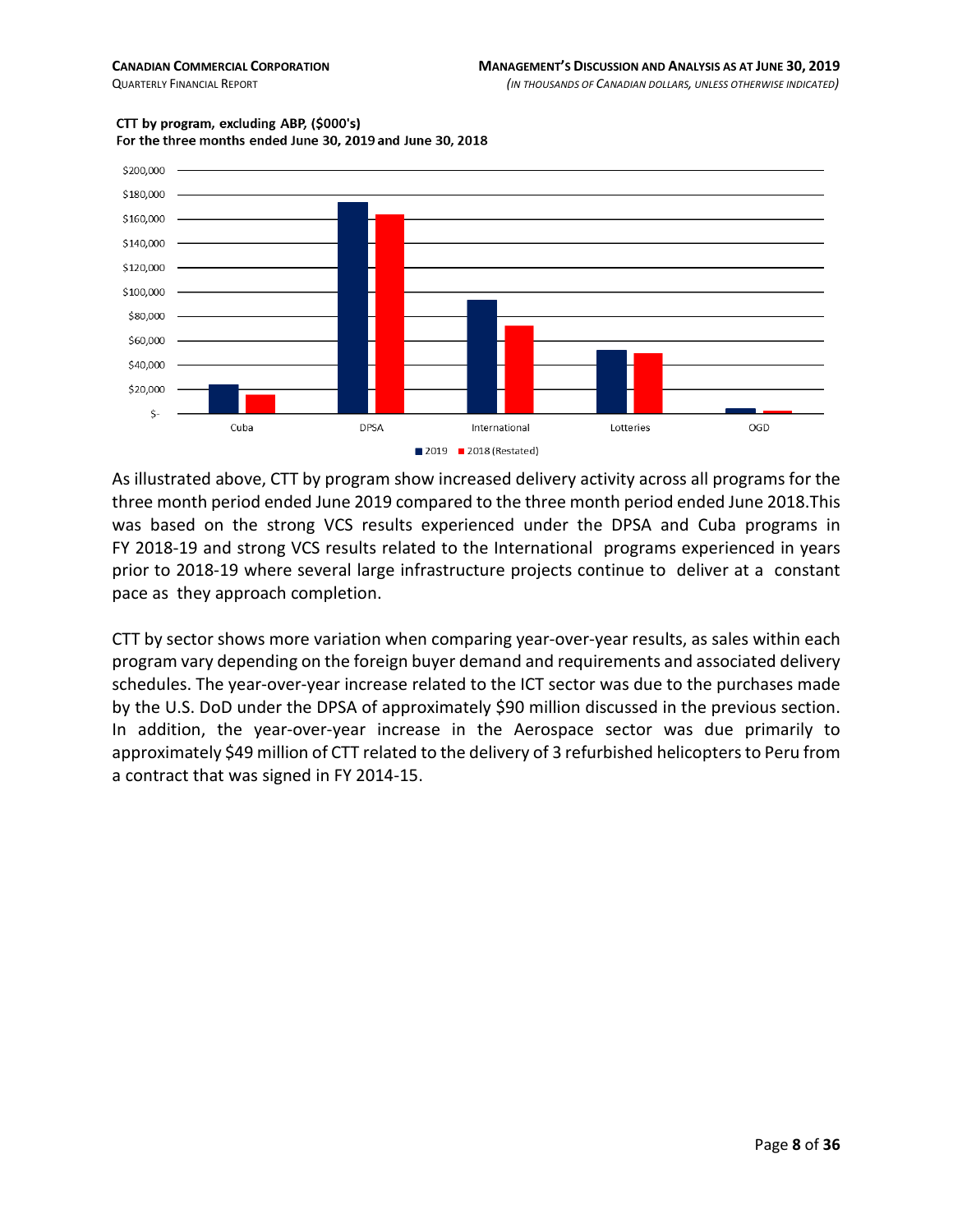**CTT by program, excluding ABP, ($000's)**
**For the three months ended June 30, 2019 and June 30, 2018**

As illustrated above, CTT by program show increased delivery activity across all programs for the three month period ended June 2019 compared to the three month period ended June 2018.This was based on the strong VCS results experienced under the DPSA and Cuba programs in FY 2018-19 and strong VCS results related to the International programs experienced in years prior to 2018-19 where several large infrastructure projects continue to deliver at a constant pace as they approach completion.

CTT by sector shows more variation when comparing year-over-year results, as sales within each program vary depending on the foreign buyer demand and requirements and associated delivery schedules. The year-over-year increase related to the ICT sector was due to the purchases made by the U.S. DoD under the DPSA of approximately $90 million discussed in the previous section. In addition, the year-over-year increase in the Aerospace sector was due primarily to approximately $49 million of CTT related to the delivery of 3 refurbished helicopters to Peru from a contract that was signed in FY 2014-15.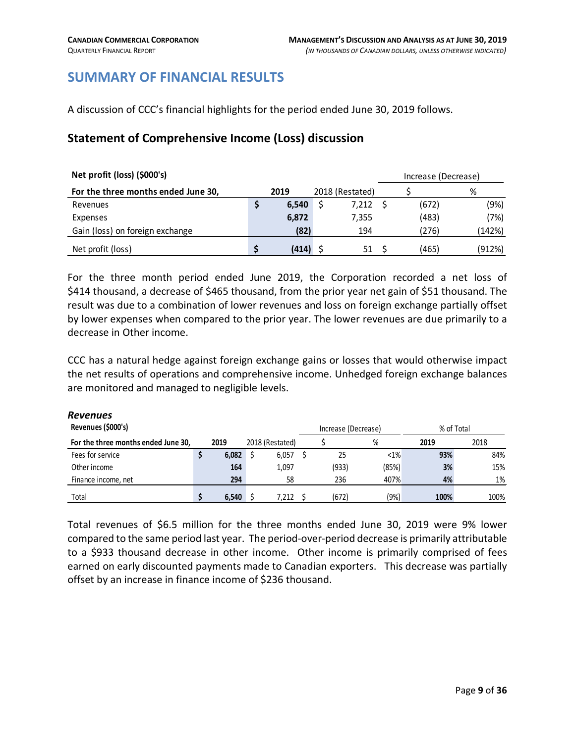# SUMMARY OF FINANCIAL RESULTS

A discussion of CCC's financial highlights for the period ended June 30, 2019 follows.

## Statement of Comprehensive Income (Loss) discussion

| **Net profit (loss) ($000's)** | | | Increase (Decrease) | |
|---|---|---|---|---|
| **For the three months ended June 30,** | **2019** | 2018 (Restated) | $ | % |
| Revenues | **$ 6,540** | $ 7,212 | $ (672) | (9%) |
| Expenses | **6,872** | 7,355 | (483) | (7%) |
| Gain (loss) on foreign exchange | **(82)** | 194 | (276) | (142%) |
| Net profit (loss) | **$ (414)** | $ 51 | $ (465) | (912%) |

For the three month period ended June 2019, the Corporation recorded a net loss of $414 thousand, a decrease of $465 thousand, from the prior year net gain of $51 thousand. The result was due to a combination of lower revenues and loss on foreign exchange partially offset by lower expenses when compared to the prior year. The lower revenues are due primarily to a decrease in Other income.

CCC has a natural hedge against foreign exchange gains or losses that would otherwise impact the net results of operations and comprehensive income. Unhedged foreign exchange balances are monitored and managed to negligible levels.

### *Revenues*

| **Revenues ($000's)** | | | Increase (Decrease) | | % of Total | |
|---|---|---|---|---|---|---|
| **For the three months ended June 30,** | **2019** | 2018 (Restated) | $ | % | **2019** | 2018 |
| Fees for service | **$ 6,082** | $ 6,057 | $ 25 | <1% | **93%** | 84% |
| Other income | **164** | 1,097 | (933) | (85%) | **3%** | 15% |
| Finance income, net | **294** | 58 | 236 | 407% | **4%** | 1% |
| Total | **$ 6,540** | $ 7,212 | $ (672) | (9%) | **100%** | 100% |

Total revenues of $6.5 million for the three months ended June 30, 2019 were 9% lower compared to the same period last year. The period-over-period decrease is primarily attributable to a $933 thousand decrease in other income. Other income is primarily comprised of fees earned on early discounted payments made to Canadian exporters. This decrease was partially offset by an increase in finance income of $236 thousand.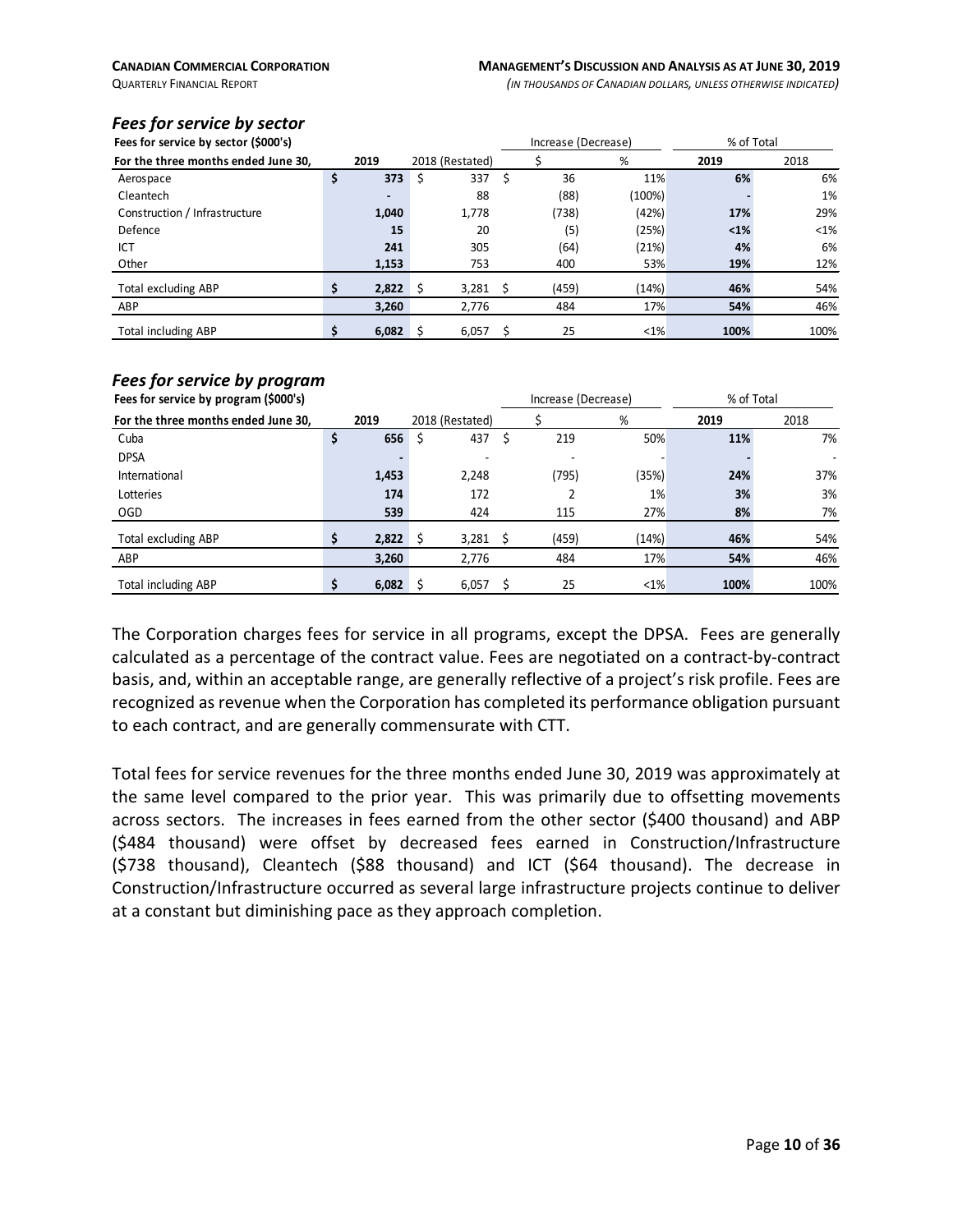### *Fees for service by sector*

| Fees for service by sector ($000's) | | | Increase (Decrease) | | % of Total | |
|---|---|---|---|---|---|---|
| For the three months ended June 30, | 2019 | 2018 (Restated) | $ | % | 2019 | 2018 |
| Aerospace | $ 373 | $ 337 | $ 36 | 11% | 6% | 6% |
| Cleantech | - | 88 | (88) | (100%) | - | 1% |
| Construction / Infrastructure | 1,040 | 1,778 | (738) | (42%) | 17% | 29% |
| Defence | 15 | 20 | (5) | (25%) | <1% | <1% |
| ICT | 241 | 305 | (64) | (21%) | 4% | 6% |
| Other | 1,153 | 753 | 400 | 53% | 19% | 12% |
| Total excluding ABP | $ 2,822 | $ 3,281 | $ (459) | (14%) | 46% | 54% |
| ABP | 3,260 | 2,776 | 484 | 17% | 54% | 46% |
| Total including ABP | $ 6,082 | $ 6,057 | $ 25 | <1% | 100% | 100% |

### *Fees for service by program*

| Fees for service by program ($000's) | | | Increase (Decrease) | | % of Total | |
|---|---|---|---|---|---|---|
| For the three months ended June 30, | 2019 | 2018 (Restated) | $ | % | 2019 | 2018 |
| Cuba | $ 656 | $ 437 | $ 219 | 50% | 11% | 7% |
| DPSA | - | - | - | - | - | - |
| International | 1,453 | 2,248 | (795) | (35%) | 24% | 37% |
| Lotteries | 174 | 172 | 2 | 1% | 3% | 3% |
| OGD | 539 | 424 | 115 | 27% | 8% | 7% |
| Total excluding ABP | $ 2,822 | $ 3,281 | $ (459) | (14%) | 46% | 54% |
| ABP | 3,260 | 2,776 | 484 | 17% | 54% | 46% |
| Total including ABP | $ 6,082 | $ 6,057 | $ 25 | <1% | 100% | 100% |

The Corporation charges fees for service in all programs, except the DPSA. Fees are generally calculated as a percentage of the contract value. Fees are negotiated on a contract-by-contract basis, and, within an acceptable range, are generally reflective of a project's risk profile. Fees are recognized as revenue when the Corporation has completed its performance obligation pursuant to each contract, and are generally commensurate with CTT.

Total fees for service revenues for the three months ended June 30, 2019 was approximately at the same level compared to the prior year. This was primarily due to offsetting movements across sectors. The increases in fees earned from the other sector ($400 thousand) and ABP ($484 thousand) were offset by decreased fees earned in Construction/Infrastructure ($738 thousand), Cleantech ($88 thousand) and ICT ($64 thousand). The decrease in Construction/Infrastructure occurred as several large infrastructure projects continue to deliver at a constant but diminishing pace as they approach completion.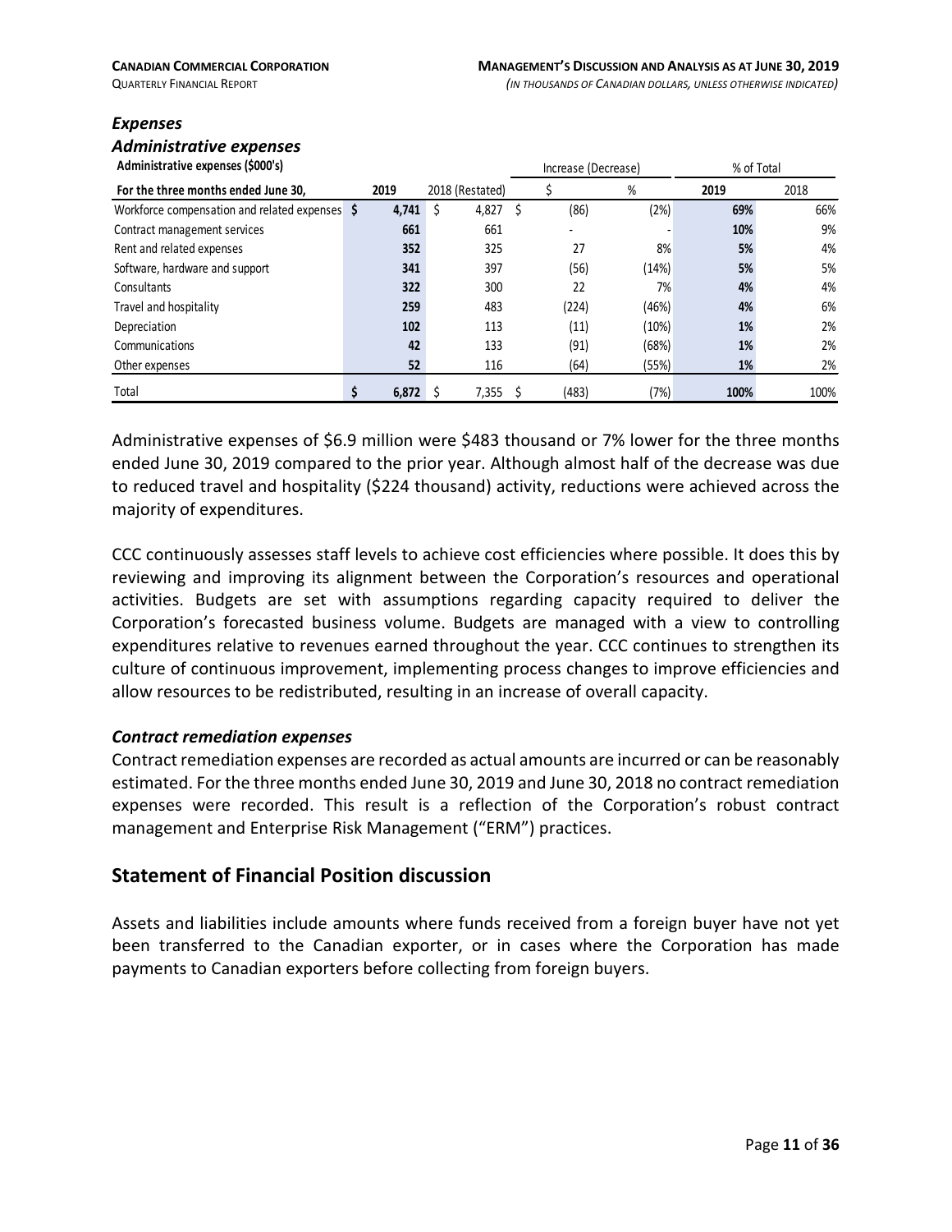### *Expenses*

### *Administrative expenses*

**Administrative expenses ($000's)**

| **For the three months ended June 30,** | **2019** | 2018 (Restated) | Increase (Decrease) $ | Increase (Decrease) % | % of Total 2019 | % of Total 2018 |
|---|---|---|---|---|---|---|
| Workforce compensation and related expenses | **$ 4,741** | $ 4,827 | $ (86) | (2%) | **69%** | 66% |
| Contract management services | **661** | 661 | - | - | **10%** | 9% |
| Rent and related expenses | **352** | 325 | 27 | 8% | **5%** | 4% |
| Software, hardware and support | **341** | 397 | (56) | (14%) | **5%** | 5% |
| Consultants | **322** | 300 | 22 | 7% | **4%** | 4% |
| Travel and hospitality | **259** | 483 | (224) | (46%) | **4%** | 6% |
| Depreciation | **102** | 113 | (11) | (10%) | **1%** | 2% |
| Communications | **42** | 133 | (91) | (68%) | **1%** | 2% |
| Other expenses | **52** | 116 | (64) | (55%) | **1%** | 2% |
| Total | **$ 6,872** | $ 7,355 | $ (483) | (7%) | **100%** | 100% |

Administrative expenses of $6.9 million were $483 thousand or 7% lower for the three months ended June 30, 2019 compared to the prior year. Although almost half of the decrease was due to reduced travel and hospitality ($224 thousand) activity, reductions were achieved across the majority of expenditures.

CCC continuously assesses staff levels to achieve cost efficiencies where possible. It does this by reviewing and improving its alignment between the Corporation's resources and operational activities. Budgets are set with assumptions regarding capacity required to deliver the Corporation's forecasted business volume. Budgets are managed with a view to controlling expenditures relative to revenues earned throughout the year. CCC continues to strengthen its culture of continuous improvement, implementing process changes to improve efficiencies and allow resources to be redistributed, resulting in an increase of overall capacity.

### *Contract remediation expenses*

Contract remediation expenses are recorded as actual amounts are incurred or can be reasonably estimated. For the three months ended June 30, 2019 and June 30, 2018 no contract remediation expenses were recorded. This result is a reflection of the Corporation's robust contract management and Enterprise Risk Management ("ERM") practices.

## Statement of Financial Position discussion

Assets and liabilities include amounts where funds received from a foreign buyer have not yet been transferred to the Canadian exporter, or in cases where the Corporation has made payments to Canadian exporters before collecting from foreign buyers.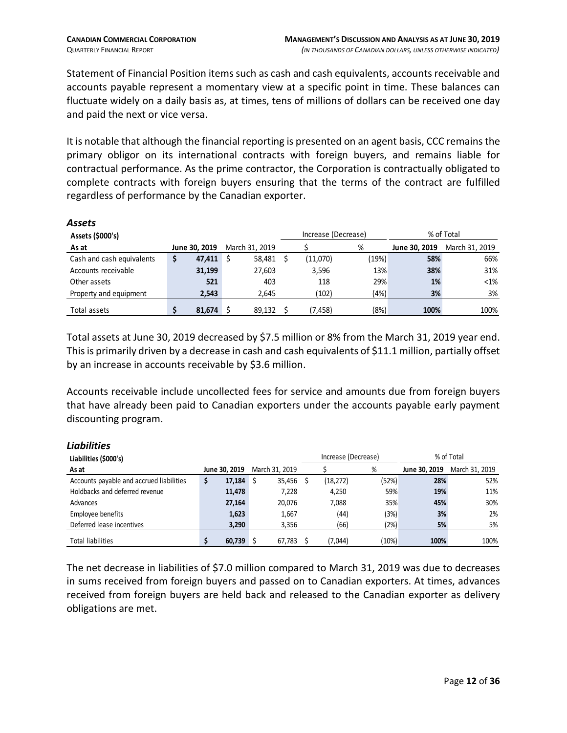Statement of Financial Position items such as cash and cash equivalents, accounts receivable and accounts payable represent a momentary view at a specific point in time. These balances can fluctuate widely on a daily basis as, at times, tens of millions of dollars can be received one day and paid the next or vice versa.

It is notable that although the financial reporting is presented on an agent basis, CCC remains the primary obligor on its international contracts with foreign buyers, and remains liable for contractual performance. As the prime contractor, the Corporation is contractually obligated to complete contracts with foreign buyers ensuring that the terms of the contract are fulfilled regardless of performance by the Canadian exporter.

### *Assets*

| Assets ($000's) | | | Increase (Decrease) | | % of Total | |
|---|---|---|---|---|---|---|
| As at | **June 30, 2019** | March 31, 2019 | $ | % | **June 30, 2019** | March 31, 2019 |
| Cash and cash equivalents | **$ 47,411** | $ 58,481 | $ (11,070) | (19%) | **58%** | 66% |
| Accounts receivable | **31,199** | 27,603 | 3,596 | 13% | **38%** | 31% |
| Other assets | **521** | 403 | 118 | 29% | **1%** | <1% |
| Property and equipment | **2,543** | 2,645 | (102) | (4%) | **3%** | 3% |
| Total assets | **$ 81,674** | $ 89,132 | $ (7,458) | (8%) | **100%** | 100% |

Total assets at June 30, 2019 decreased by $7.5 million or 8% from the March 31, 2019 year end. This is primarily driven by a decrease in cash and cash equivalents of $11.1 million, partially offset by an increase in accounts receivable by $3.6 million.

Accounts receivable include uncollected fees for service and amounts due from foreign buyers that have already been paid to Canadian exporters under the accounts payable early payment discounting program.

### *Liabilities*

| Liabilities ($000's) | | | Increase (Decrease) | | % of Total | |
|---|---|---|---|---|---|---|
| As at | **June 30, 2019** | March 31, 2019 | $ | % | **June 30, 2019** | March 31, 2019 |
| Accounts payable and accrued liabilities | **$ 17,184** | $ 35,456 | $ (18,272) | (52%) | **28%** | 52% |
| Holdbacks and deferred revenue | **11,478** | 7,228 | 4,250 | 59% | **19%** | 11% |
| Advances | **27,164** | 20,076 | 7,088 | 35% | **45%** | 30% |
| Employee benefits | **1,623** | 1,667 | (44) | (3%) | **3%** | 2% |
| Deferred lease incentives | **3,290** | 3,356 | (66) | (2%) | **5%** | 5% |
| Total liabilities | **$ 60,739** | $ 67,783 | $ (7,044) | (10%) | **100%** | 100% |

The net decrease in liabilities of $7.0 million compared to March 31, 2019 was due to decreases in sums received from foreign buyers and passed on to Canadian exporters. At times, advances received from foreign buyers are held back and released to the Canadian exporter as delivery obligations are met.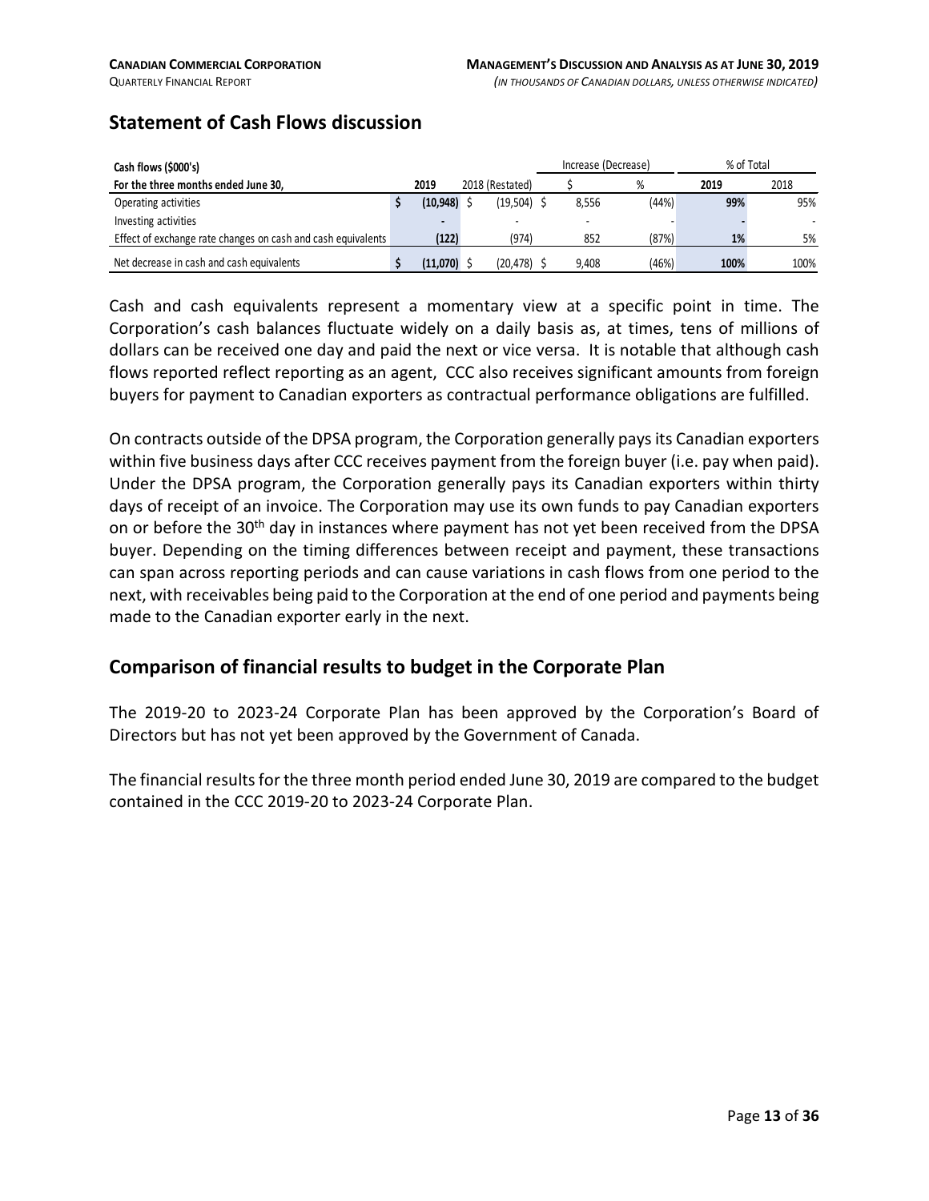## Statement of Cash Flows discussion

| Cash flows ($000's) | | | Increase (Decrease) | | % of Total | |
|---|---|---|---|---|---|---|
| **For the three months ended June 30,** | **2019** | 2018 (Restated) | $ | % | **2019** | 2018 |
| Operating activities | $ **(10,948)** | $ (19,504) | $ 8,556 | (44%) | **99%** | 95% |
| Investing activities | **-** | - | - | - | **-** | - |
| Effect of exchange rate changes on cash and cash equivalents | **(122)** | (974) | 852 | (87%) | **1%** | 5% |
| Net decrease in cash and cash equivalents | $ **(11,070)** | $ (20,478) | $ 9,408 | (46%) | **100%** | 100% |

Cash and cash equivalents represent a momentary view at a specific point in time. The Corporation's cash balances fluctuate widely on a daily basis as, at times, tens of millions of dollars can be received one day and paid the next or vice versa. It is notable that although cash flows reported reflect reporting as an agent, CCC also receives significant amounts from foreign buyers for payment to Canadian exporters as contractual performance obligations are fulfilled.

On contracts outside of the DPSA program, the Corporation generally pays its Canadian exporters within five business days after CCC receives payment from the foreign buyer (i.e. pay when paid). Under the DPSA program, the Corporation generally pays its Canadian exporters within thirty days of receipt of an invoice. The Corporation may use its own funds to pay Canadian exporters on or before the 30th day in instances where payment has not yet been received from the DPSA buyer. Depending on the timing differences between receipt and payment, these transactions can span across reporting periods and can cause variations in cash flows from one period to the next, with receivables being paid to the Corporation at the end of one period and payments being made to the Canadian exporter early in the next.

## Comparison of financial results to budget in the Corporate Plan

The 2019-20 to 2023-24 Corporate Plan has been approved by the Corporation's Board of Directors but has not yet been approved by the Government of Canada.

The financial results for the three month period ended June 30, 2019 are compared to the budget contained in the CCC 2019-20 to 2023-24 Corporate Plan.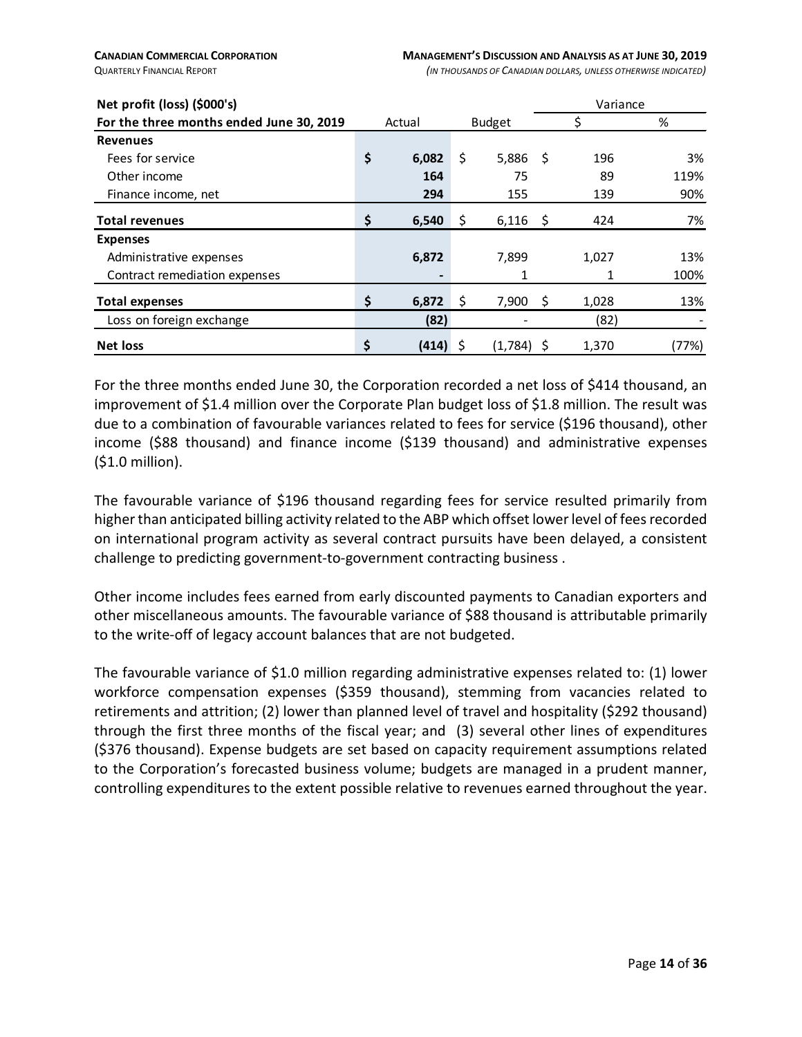| Net profit (loss) ($000's) | | | Variance | |
|---|---|---|---|---|
| For the three months ended June 30, 2019 | Actual | Budget | $ | % |
| **Revenues** | | | | |
| Fees for service | **$ 6,082** | $ 5,886 | $ 196 | 3% |
| Other income | **164** | 75 | 89 | 119% |
| Finance income, net | **294** | 155 | 139 | 90% |
| **Total revenues** | **$ 6,540** | $ 6,116 | $ 424 | 7% |
| **Expenses** | | | | |
| Administrative expenses | **6,872** | 7,899 | 1,027 | 13% |
| Contract remediation expenses | **-** | 1 | 1 | 100% |
| **Total expenses** | **$ 6,872** | $ 7,900 | $ 1,028 | 13% |
| Loss on foreign exchange | **(82)** | - | (82) | - |
| **Net loss** | **$ (414)** | $ (1,784) | $ 1,370 | (77%) |

For the three months ended June 30, the Corporation recorded a net loss of $414 thousand, an improvement of $1.4 million over the Corporate Plan budget loss of $1.8 million. The result was due to a combination of favourable variances related to fees for service ($196 thousand), other income ($88 thousand) and finance income ($139 thousand) and administrative expenses ($1.0 million).

The favourable variance of $196 thousand regarding fees for service resulted primarily from higher than anticipated billing activity related to the ABP which offset lower level of fees recorded on international program activity as several contract pursuits have been delayed, a consistent challenge to predicting government-to-government contracting business .

Other income includes fees earned from early discounted payments to Canadian exporters and other miscellaneous amounts. The favourable variance of $88 thousand is attributable primarily to the write-off of legacy account balances that are not budgeted.

The favourable variance of $1.0 million regarding administrative expenses related to: (1) lower workforce compensation expenses ($359 thousand), stemming from vacancies related to retirements and attrition; (2) lower than planned level of travel and hospitality ($292 thousand) through the first three months of the fiscal year; and (3) several other lines of expenditures ($376 thousand). Expense budgets are set based on capacity requirement assumptions related to the Corporation's forecasted business volume; budgets are managed in a prudent manner, controlling expenditures to the extent possible relative to revenues earned throughout the year.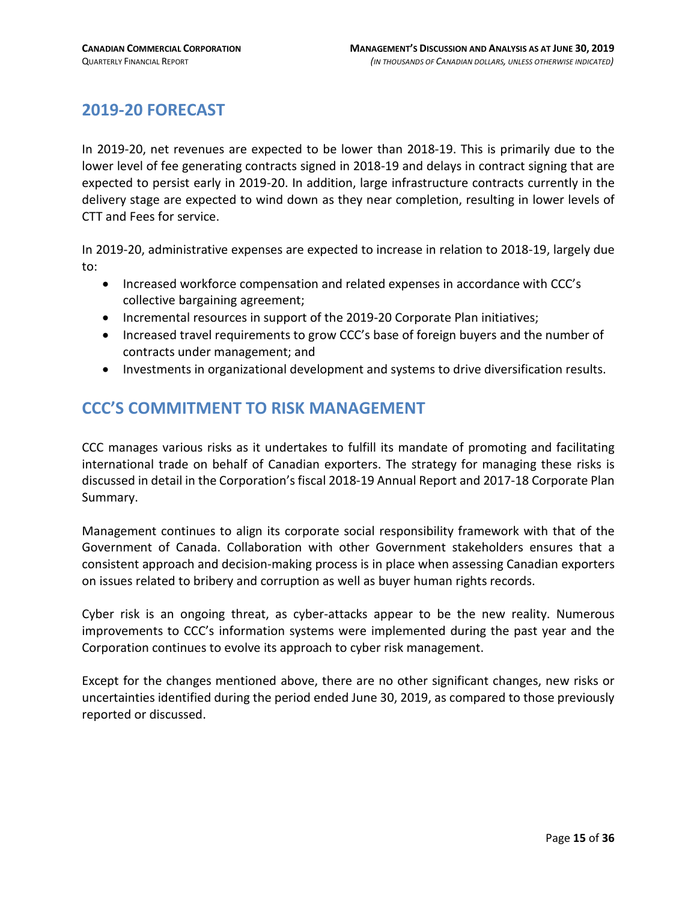## 2019-20 FORECAST

In 2019-20, net revenues are expected to be lower than 2018-19. This is primarily due to the lower level of fee generating contracts signed in 2018-19 and delays in contract signing that are expected to persist early in 2019-20. In addition, large infrastructure contracts currently in the delivery stage are expected to wind down as they near completion, resulting in lower levels of CTT and Fees for service.

In 2019-20, administrative expenses are expected to increase in relation to 2018-19, largely due to:

- Increased workforce compensation and related expenses in accordance with CCC's collective bargaining agreement;
- Incremental resources in support of the 2019-20 Corporate Plan initiatives;
- Increased travel requirements to grow CCC's base of foreign buyers and the number of contracts under management; and
- Investments in organizational development and systems to drive diversification results.

## CCC'S COMMITMENT TO RISK MANAGEMENT

CCC manages various risks as it undertakes to fulfill its mandate of promoting and facilitating international trade on behalf of Canadian exporters. The strategy for managing these risks is discussed in detail in the Corporation's fiscal 2018-19 Annual Report and 2017-18 Corporate Plan Summary.

Management continues to align its corporate social responsibility framework with that of the Government of Canada. Collaboration with other Government stakeholders ensures that a consistent approach and decision-making process is in place when assessing Canadian exporters on issues related to bribery and corruption as well as buyer human rights records.

Cyber risk is an ongoing threat, as cyber-attacks appear to be the new reality. Numerous improvements to CCC's information systems were implemented during the past year and the Corporation continues to evolve its approach to cyber risk management.

Except for the changes mentioned above, there are no other significant changes, new risks or uncertainties identified during the period ended June 30, 2019, as compared to those previously reported or discussed.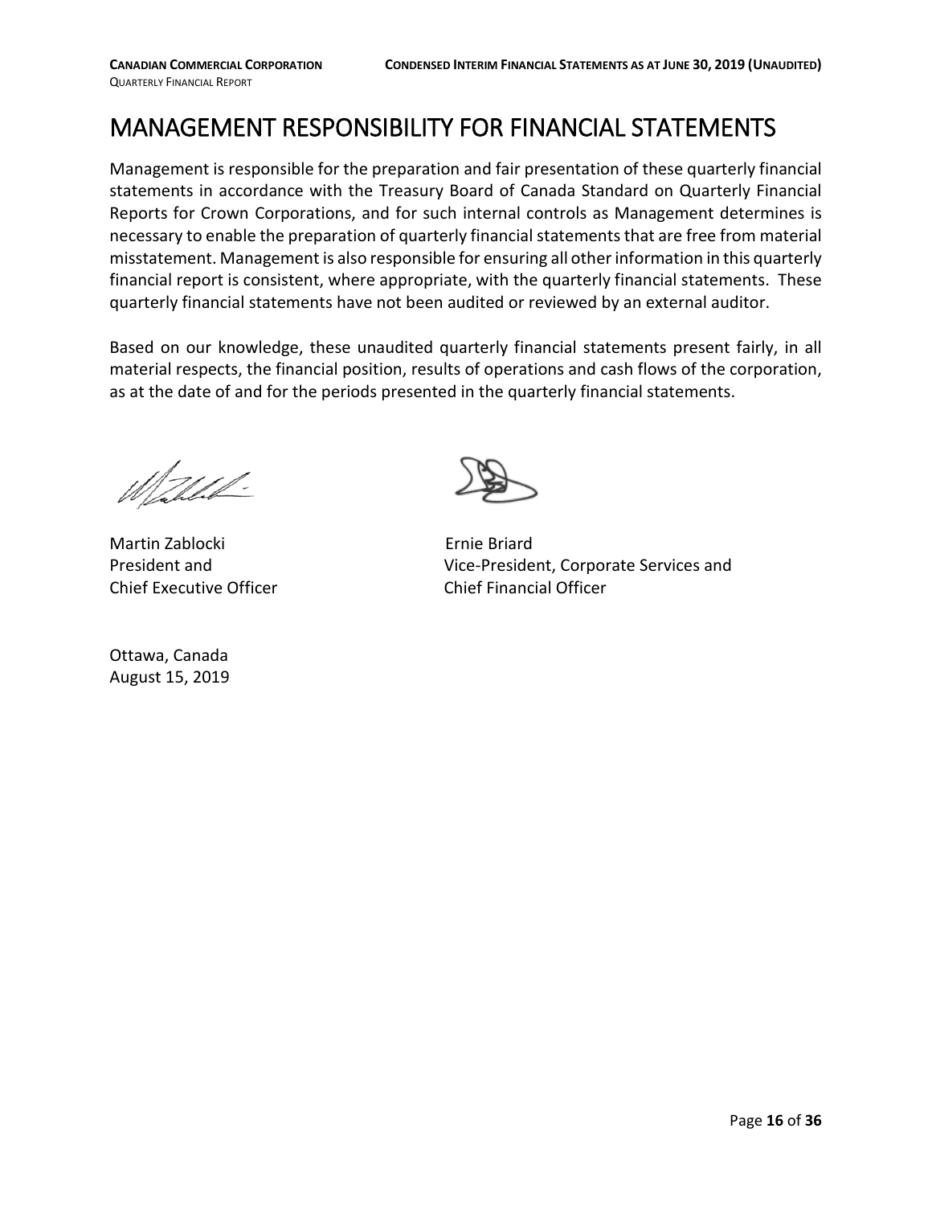# MANAGEMENT RESPONSIBILITY FOR FINANCIAL STATEMENTS

Management is responsible for the preparation and fair presentation of these quarterly financial statements in accordance with the Treasury Board of Canada Standard on Quarterly Financial Reports for Crown Corporations, and for such internal controls as Management determines is necessary to enable the preparation of quarterly financial statements that are free from material misstatement. Management is also responsible for ensuring all other information in this quarterly financial report is consistent, where appropriate, with the quarterly financial statements. These quarterly financial statements have not been audited or reviewed by an external auditor.

Based on our knowledge, these unaudited quarterly financial statements present fairly, in all material respects, the financial position, results of operations and cash flows of the corporation, as at the date of and for the periods presented in the quarterly financial statements.

Martin Zablocki
President and
Chief Executive Officer

Ernie Briard
Vice-President, Corporate Services and
Chief Financial Officer

Ottawa, Canada
August 15, 2019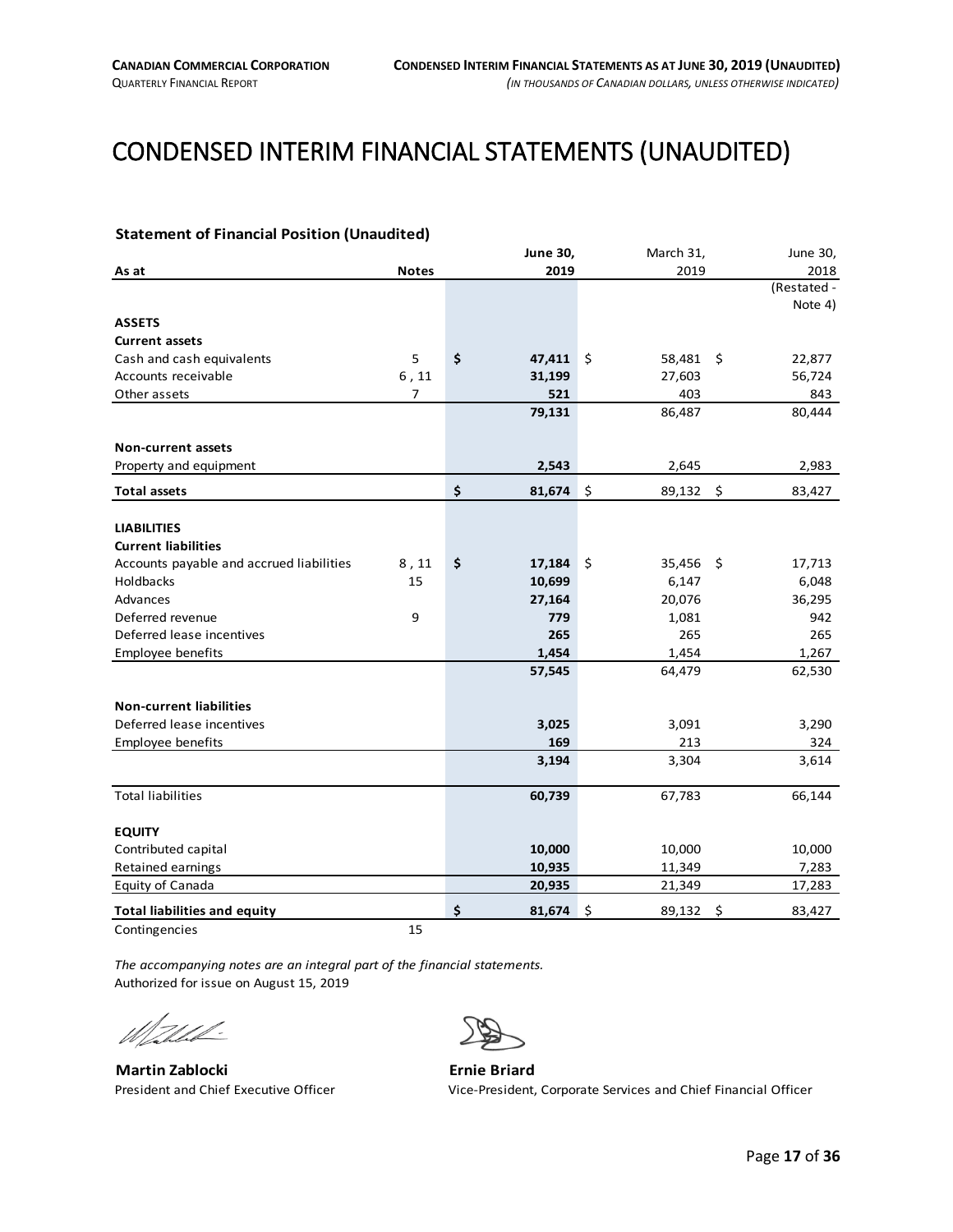# CONDENSED INTERIM FINANCIAL STATEMENTS (UNAUDITED)

**Statement of Financial Position (Unaudited)**

| As at | Notes | June 30, 2019 | March 31, 2019 | June 30, 2018 (Restated - Note 4) |
|---|---|---|---|---|
| **ASSETS** | | | | |
| **Current assets** | | | | |
| Cash and cash equivalents | 5 | $ 47,411 | $ 58,481 | $ 22,877 |
| Accounts receivable | 6 , 11 | 31,199 | 27,603 | 56,724 |
| Other assets | 7 | 521 | 403 | 843 |
| | | 79,131 | 86,487 | 80,444 |
| **Non-current assets** | | | | |
| Property and equipment | | 2,543 | 2,645 | 2,983 |
| **Total assets** | | $ 81,674 | $ 89,132 | $ 83,427 |
| **LIABILITIES** | | | | |
| **Current liabilities** | | | | |
| Accounts payable and accrued liabilities | 8 , 11 | $ 17,184 | $ 35,456 | $ 17,713 |
| Holdbacks | 15 | 10,699 | 6,147 | 6,048 |
| Advances | | 27,164 | 20,076 | 36,295 |
| Deferred revenue | 9 | 779 | 1,081 | 942 |
| Deferred lease incentives | | 265 | 265 | 265 |
| Employee benefits | | 1,454 | 1,454 | 1,267 |
| | | 57,545 | 64,479 | 62,530 |
| **Non-current liabilities** | | | | |
| Deferred lease incentives | | 3,025 | 3,091 | 3,290 |
| Employee benefits | | 169 | 213 | 324 |
| | | 3,194 | 3,304 | 3,614 |
| Total liabilities | | 60,739 | 67,783 | 66,144 |
| **EQUITY** | | | | |
| Contributed capital | | 10,000 | 10,000 | 10,000 |
| Retained earnings | | 10,935 | 11,349 | 7,283 |
| Equity of Canada | | 20,935 | 21,349 | 17,283 |
| **Total liabilities and equity** | | $ 81,674 | $ 89,132 | $ 83,427 |
| Contingencies | 15 | | | |

*The accompanying notes are an integral part of the financial statements.*
Authorized for issue on August 15, 2019

**Martin Zablocki**
President and Chief Executive Officer

**Ernie Briard**
Vice-President, Corporate Services and Chief Financial Officer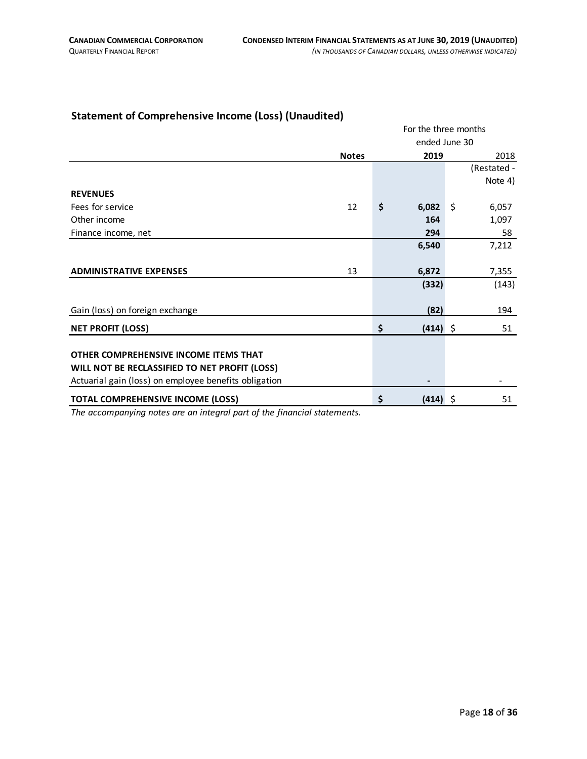## Statement of Comprehensive Income (Loss) (Unaudited)

| | Notes | For the three months ended June 30 2019 | 2018 (Restated - Note 4) |
|---|---|---|---|
| **REVENUES** | | | |
| Fees for service | 12 | **$ 6,082** | $ 6,057 |
| Other income | | **164** | 1,097 |
| Finance income, net | | **294** | 58 |
| | | **6,540** | 7,212 |
| **ADMINISTRATIVE EXPENSES** | 13 | **6,872** | 7,355 |
| | | **(332)** | (143) |
| Gain (loss) on foreign exchange | | **(82)** | 194 |
| **NET PROFIT (LOSS)** | | **$ (414)** | $ 51 |
| **OTHER COMPREHENSIVE INCOME ITEMS THAT WILL NOT BE RECLASSIFIED TO NET PROFIT (LOSS)** | | | |
| Actuarial gain (loss) on employee benefits obligation | | **-** | - |
| **TOTAL COMPREHENSIVE INCOME (LOSS)** | | **$ (414)** | $ 51 |

*The accompanying notes are an integral part of the financial statements.*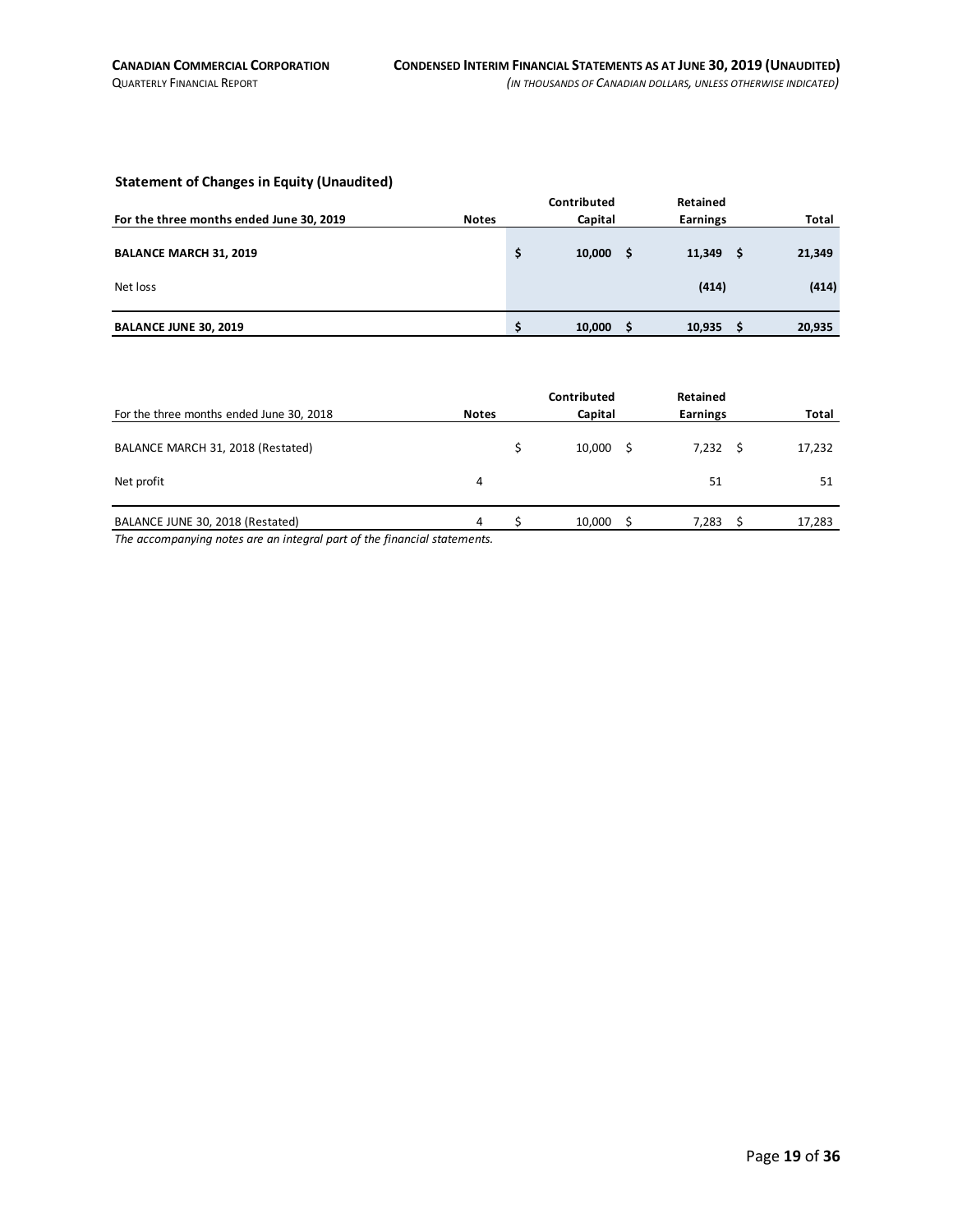## Statement of Changes in Equity (Unaudited)

| **For the three months ended June 30, 2019** | **Notes** | **Contributed Capital** | **Retained Earnings** | **Total** |
|---|---|---|---|---|
| **BALANCE MARCH 31, 2019** | | **$ 10,000** | **$ 11,349** | **$ 21,349** |
| Net loss | | | **(414)** | **(414)** |
| **BALANCE JUNE 30, 2019** | | **$ 10,000** | **$ 10,935** | **$ 20,935** |

| For the three months ended June 30, 2018 | **Notes** | **Contributed Capital** | **Retained Earnings** | **Total** |
|---|---|---|---|---|
| BALANCE MARCH 31, 2018 (Restated) | | $ 10,000 | $ 7,232 | $ 17,232 |
| Net profit | 4 | | 51 | 51 |
| BALANCE JUNE 30, 2018 (Restated) | 4 | $ 10,000 | $ 7,283 | $ 17,283 |

*The accompanying notes are an integral part of the financial statements.*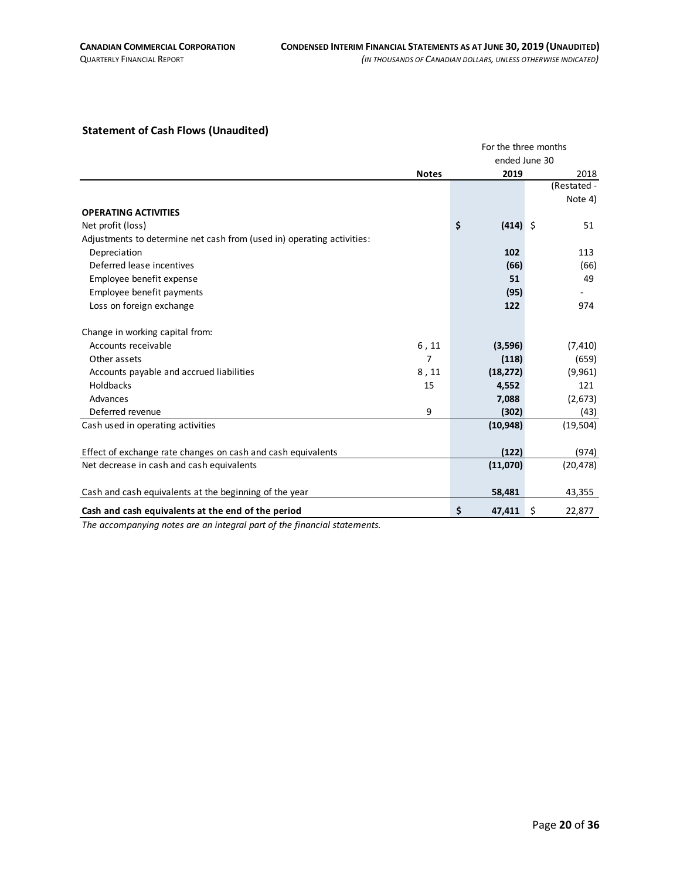## Statement of Cash Flows (Unaudited)

| | Notes | For the three months ended June 30 2019 | 2018 (Restated - Note 4) |
|---|---|---|---|
| **OPERATING ACTIVITIES** | | | |
| Net profit (loss) | | **$ (414)** | $ 51 |
| Adjustments to determine net cash from (used in) operating activities: | | | |
| Depreciation | | **102** | 113 |
| Deferred lease incentives | | **(66)** | (66) |
| Employee benefit expense | | **51** | 49 |
| Employee benefit payments | | **(95)** | - |
| Loss on foreign exchange | | **122** | 974 |
| Change in working capital from: | | | |
| Accounts receivable | 6 , 11 | **(3,596)** | (7,410) |
| Other assets | 7 | **(118)** | (659) |
| Accounts payable and accrued liabilities | 8 , 11 | **(18,272)** | (9,961) |
| Holdbacks | 15 | **4,552** | 121 |
| Advances | | **7,088** | (2,673) |
| Deferred revenue | 9 | **(302)** | (43) |
| Cash used in operating activities | | **(10,948)** | (19,504) |
| Effect of exchange rate changes on cash and cash equivalents | | **(122)** | (974) |
| Net decrease in cash and cash equivalents | | **(11,070)** | (20,478) |
| Cash and cash equivalents at the beginning of the year | | **58,481** | 43,355 |
| **Cash and cash equivalents at the end of the period** | | **$ 47,411** | $ 22,877 |

*The accompanying notes are an integral part of the financial statements.*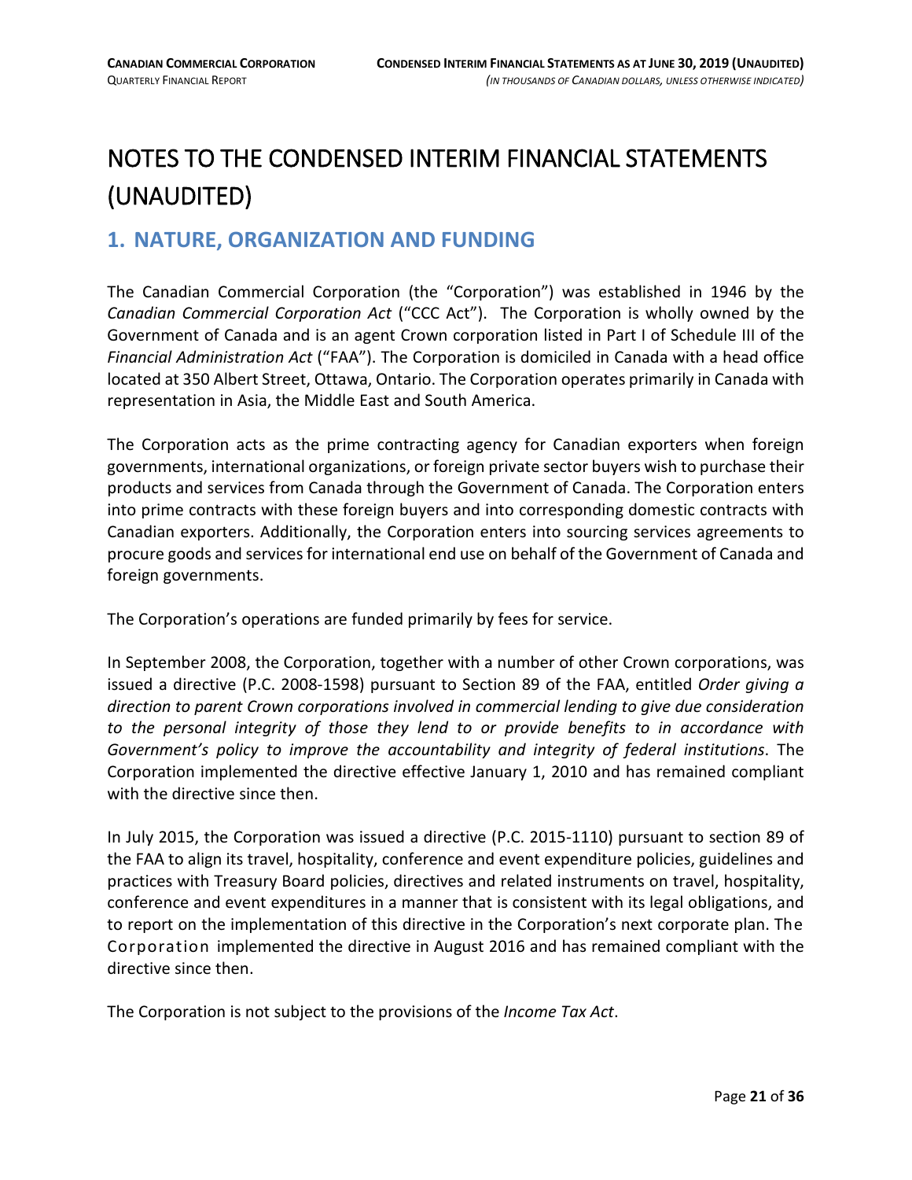# NOTES TO THE CONDENSED INTERIM FINANCIAL STATEMENTS (UNAUDITED)

## 1. NATURE, ORGANIZATION AND FUNDING

The Canadian Commercial Corporation (the "Corporation") was established in 1946 by the *Canadian Commercial Corporation Act* ("CCC Act"). The Corporation is wholly owned by the Government of Canada and is an agent Crown corporation listed in Part I of Schedule III of the *Financial Administration Act* ("FAA"). The Corporation is domiciled in Canada with a head office located at 350 Albert Street, Ottawa, Ontario. The Corporation operates primarily in Canada with representation in Asia, the Middle East and South America.

The Corporation acts as the prime contracting agency for Canadian exporters when foreign governments, international organizations, or foreign private sector buyers wish to purchase their products and services from Canada through the Government of Canada. The Corporation enters into prime contracts with these foreign buyers and into corresponding domestic contracts with Canadian exporters. Additionally, the Corporation enters into sourcing services agreements to procure goods and services for international end use on behalf of the Government of Canada and foreign governments.

The Corporation's operations are funded primarily by fees for service.

In September 2008, the Corporation, together with a number of other Crown corporations, was issued a directive (P.C. 2008-1598) pursuant to Section 89 of the FAA, entitled *Order giving a direction to parent Crown corporations involved in commercial lending to give due consideration to the personal integrity of those they lend to or provide benefits to in accordance with Government's policy to improve the accountability and integrity of federal institutions*. The Corporation implemented the directive effective January 1, 2010 and has remained compliant with the directive since then.

In July 2015, the Corporation was issued a directive (P.C. 2015-1110) pursuant to section 89 of the FAA to align its travel, hospitality, conference and event expenditure policies, guidelines and practices with Treasury Board policies, directives and related instruments on travel, hospitality, conference and event expenditures in a manner that is consistent with its legal obligations, and to report on the implementation of this directive in the Corporation's next corporate plan. The Corporation implemented the directive in August 2016 and has remained compliant with the directive since then.

The Corporation is not subject to the provisions of the *Income Tax Act*.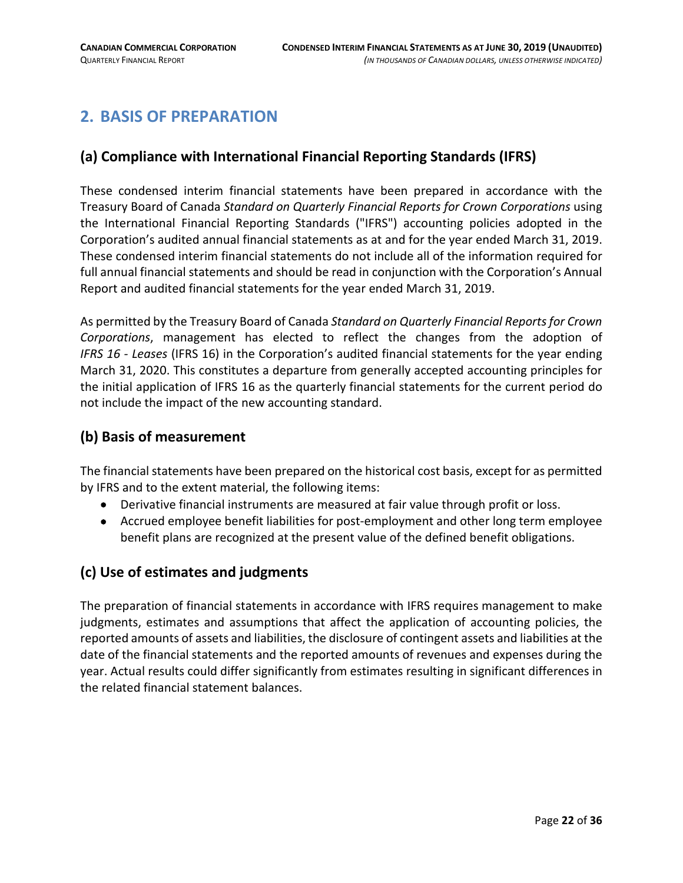## 2. BASIS OF PREPARATION

### (a) Compliance with International Financial Reporting Standards (IFRS)

These condensed interim financial statements have been prepared in accordance with the Treasury Board of Canada *Standard on Quarterly Financial Reports for Crown Corporations* using the International Financial Reporting Standards ("IFRS") accounting policies adopted in the Corporation's audited annual financial statements as at and for the year ended March 31, 2019. These condensed interim financial statements do not include all of the information required for full annual financial statements and should be read in conjunction with the Corporation's Annual Report and audited financial statements for the year ended March 31, 2019.

As permitted by the Treasury Board of Canada *Standard on Quarterly Financial Reports for Crown Corporations*, management has elected to reflect the changes from the adoption of *IFRS 16 - Leases* (IFRS 16) in the Corporation's audited financial statements for the year ending March 31, 2020. This constitutes a departure from generally accepted accounting principles for the initial application of IFRS 16 as the quarterly financial statements for the current period do not include the impact of the new accounting standard.

### (b) Basis of measurement

The financial statements have been prepared on the historical cost basis, except for as permitted by IFRS and to the extent material, the following items:

- Derivative financial instruments are measured at fair value through profit or loss.
- Accrued employee benefit liabilities for post-employment and other long term employee benefit plans are recognized at the present value of the defined benefit obligations.

### (c) Use of estimates and judgments

The preparation of financial statements in accordance with IFRS requires management to make judgments, estimates and assumptions that affect the application of accounting policies, the reported amounts of assets and liabilities, the disclosure of contingent assets and liabilities at the date of the financial statements and the reported amounts of revenues and expenses during the year. Actual results could differ significantly from estimates resulting in significant differences in the related financial statement balances.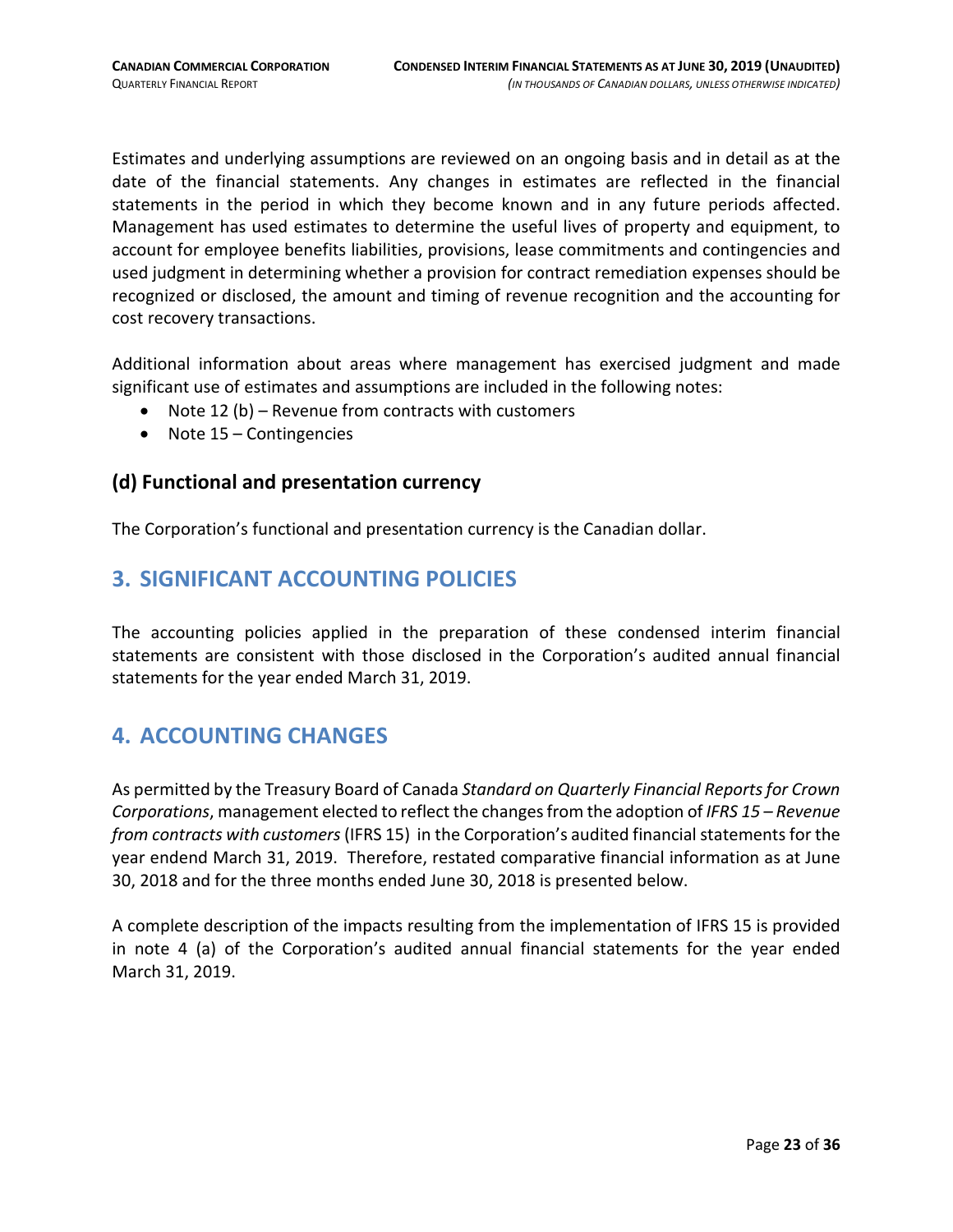Estimates and underlying assumptions are reviewed on an ongoing basis and in detail as at the date of the financial statements. Any changes in estimates are reflected in the financial statements in the period in which they become known and in any future periods affected. Management has used estimates to determine the useful lives of property and equipment, to account for employee benefits liabilities, provisions, lease commitments and contingencies and used judgment in determining whether a provision for contract remediation expenses should be recognized or disclosed, the amount and timing of revenue recognition and the accounting for cost recovery transactions.

Additional information about areas where management has exercised judgment and made significant use of estimates and assumptions are included in the following notes:

- Note 12 (b) – Revenue from contracts with customers
- Note 15 – Contingencies

### (d) Functional and presentation currency

The Corporation's functional and presentation currency is the Canadian dollar.

## 3. SIGNIFICANT ACCOUNTING POLICIES

The accounting policies applied in the preparation of these condensed interim financial statements are consistent with those disclosed in the Corporation's audited annual financial statements for the year ended March 31, 2019.

## 4. ACCOUNTING CHANGES

As permitted by the Treasury Board of Canada *Standard on Quarterly Financial Reports for Crown Corporations*, management elected to reflect the changes from the adoption of *IFRS 15 – Revenue from contracts with customers* (IFRS 15) in the Corporation's audited financial statements for the year endend March 31, 2019. Therefore, restated comparative financial information as at June 30, 2018 and for the three months ended June 30, 2018 is presented below.

A complete description of the impacts resulting from the implementation of IFRS 15 is provided in note 4 (a) of the Corporation's audited annual financial statements for the year ended March 31, 2019.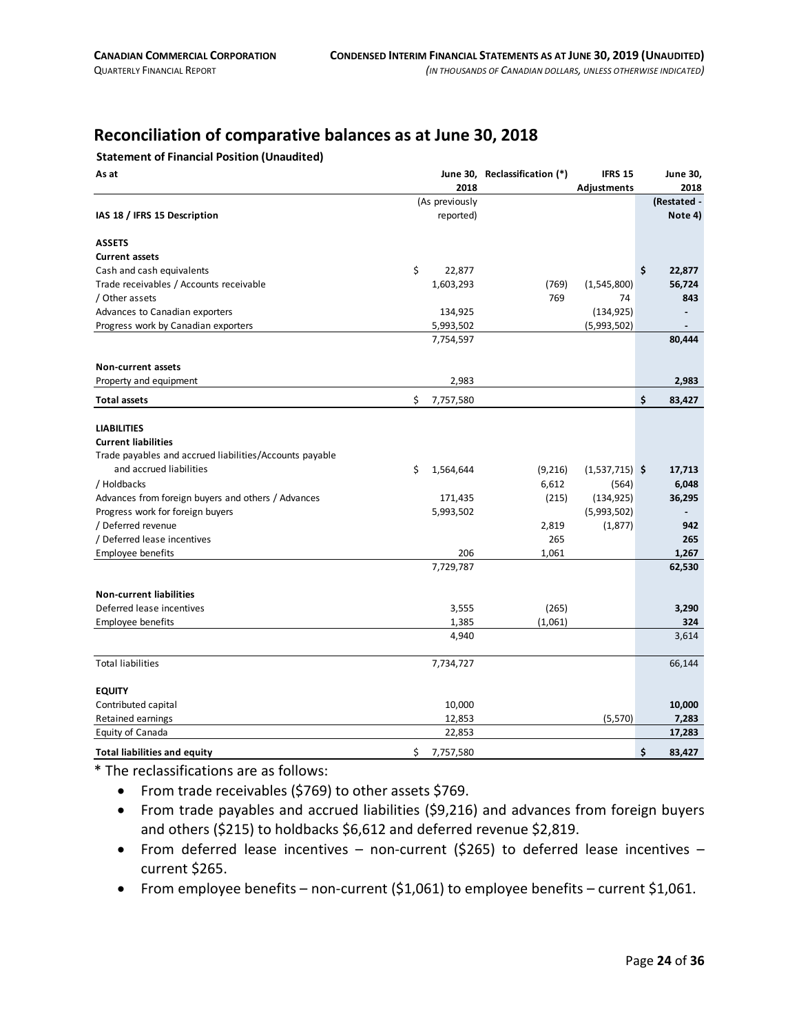## Reconciliation of comparative balances as at June 30, 2018

**Statement of Financial Position (Unaudited)**

| As at | June 30, 2018 | Reclassification (*) | IFRS 15 Adjustments | June 30, 2018 |
|---|---|---|---|---|
| IAS 18 / IFRS 15 Description | (As previously reported) | | | (Restated - Note 4) |
| **ASSETS** | | | | |
| **Current assets** | | | | |
| Cash and cash equivalents | $ 22,877 | | | $ **22,877** |
| Trade receivables / Accounts receivable | 1,603,293 | (769) | (1,545,800) | **56,724** |
| / Other assets | | 769 | 74 | **843** |
| Advances to Canadian exporters | 134,925 | | (134,925) | **-** |
| Progress work by Canadian exporters | 5,993,502 | | (5,993,502) | **-** |
| | 7,754,597 | | | **80,444** |
| **Non-current assets** | | | | |
| Property and equipment | 2,983 | | | **2,983** |
| **Total assets** | $ 7,757,580 | | | $ **83,427** |
| **LIABILITIES** | | | | |
| **Current liabilities** | | | | |
| Trade payables and accrued liabilities/Accounts payable and accrued liabilities | $ 1,564,644 | (9,216) | (1,537,715) | $ **17,713** |
| / Holdbacks | | 6,612 | (564) | **6,048** |
| Advances from foreign buyers and others / Advances | 171,435 | (215) | (134,925) | **36,295** |
| Progress work for foreign buyers | 5,993,502 | | (5,993,502) | **-** |
| / Deferred revenue | | 2,819 | (1,877) | **942** |
| / Deferred lease incentives | | 265 | | **265** |
| Employee benefits | 206 | 1,061 | | **1,267** |
| | 7,729,787 | | | **62,530** |
| **Non-current liabilities** | | | | |
| Deferred lease incentives | 3,555 | (265) | | **3,290** |
| Employee benefits | 1,385 | (1,061) | | **324** |
| | 4,940 | | | 3,614 |
| Total liabilities | 7,734,727 | | | 66,144 |
| **EQUITY** | | | | |
| Contributed capital | 10,000 | | | **10,000** |
| Retained earnings | 12,853 | | (5,570) | **7,283** |
| Equity of Canada | 22,853 | | | **17,283** |
| **Total liabilities and equity** | $ 7,757,580 | | | $ **83,427** |

* The reclassifications are as follows:

- From trade receivables ($769) to other assets $769.
- From trade payables and accrued liabilities ($9,216) and advances from foreign buyers and others ($215) to holdbacks $6,612 and deferred revenue $2,819.
- From deferred lease incentives – non-current ($265) to deferred lease incentives – current $265.
- From employee benefits – non-current ($1,061) to employee benefits – current $1,061.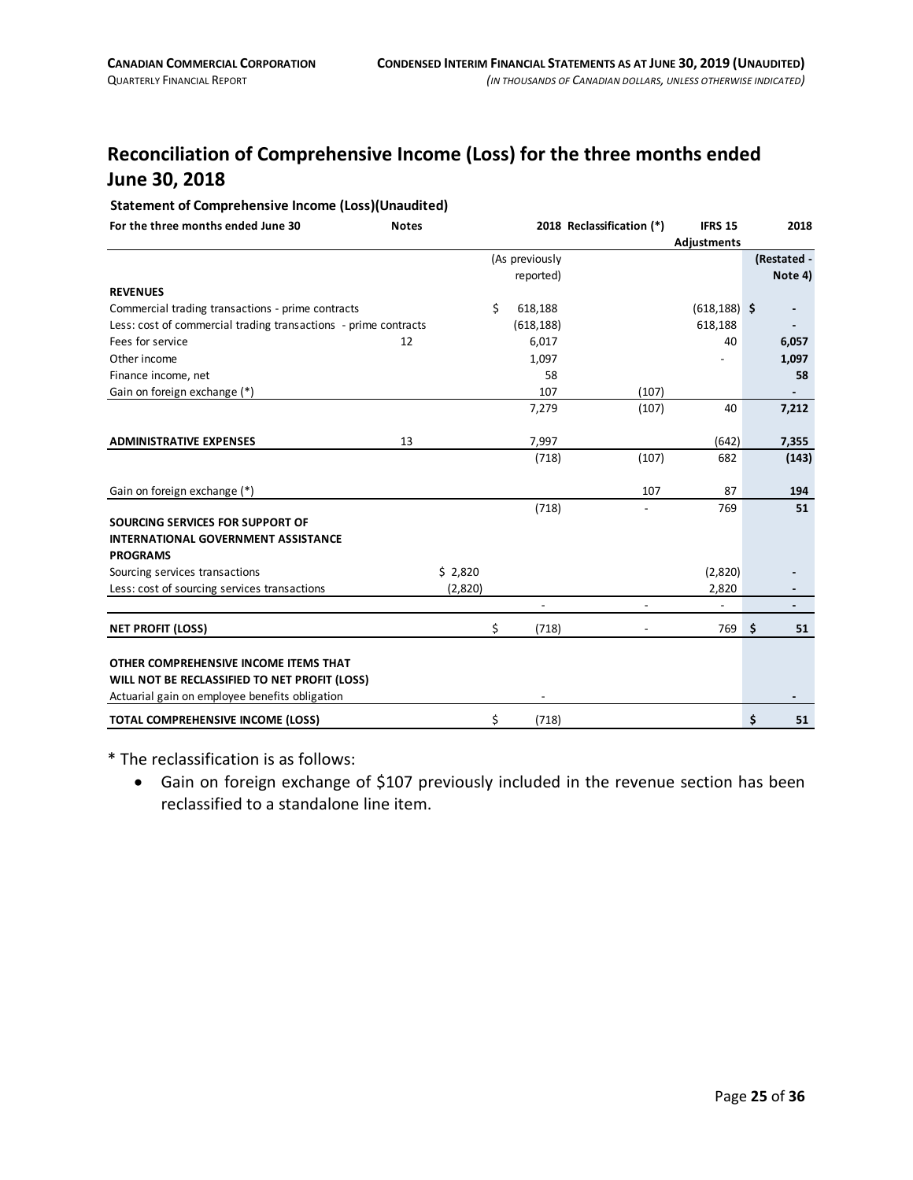# Reconciliation of Comprehensive Income (Loss) for the three months ended June 30, 2018

**Statement of Comprehensive Income (Loss)(Unaudited)**

| For the three months ended June 30 | Notes | | 2018 (As previously reported) | Reclassification (*) | IFRS 15 Adjustments | 2018 (Restated - Note 4) |
|---|---|---|---|---|---|---|
| **REVENUES** | | | | | | |
| Commercial trading transactions - prime contracts | | | $ 618,188 | | (618,188) | $ - |
| Less: cost of commercial trading transactions - prime contracts | | | (618,188) | | 618,188 | - |
| Fees for service | 12 | | 6,017 | | 40 | **6,057** |
| Other income | | | 1,097 | | - | **1,097** |
| Finance income, net | | | 58 | | | **58** |
| Gain on foreign exchange (*) | | | 107 | (107) | | - |
| | | | 7,279 | (107) | 40 | **7,212** |
| **ADMINISTRATIVE EXPENSES** | 13 | | 7,997 | | (642) | **7,355** |
| | | | (718) | (107) | 682 | **(143)** |
| Gain on foreign exchange (*) | | | | 107 | 87 | **194** |
| | | | (718) | - | 769 | **51** |
| **SOURCING SERVICES FOR SUPPORT OF INTERNATIONAL GOVERNMENT ASSISTANCE PROGRAMS** | | | | | | |
| Sourcing services transactions | | $ 2,820 | | | (2,820) | - |
| Less: cost of sourcing services transactions | | (2,820) | | | 2,820 | - |
| | | | - | - | - | - |
| **NET PROFIT (LOSS)** | | | $ (718) | - | 769 | $ 51 |
| **OTHER COMPREHENSIVE INCOME ITEMS THAT WILL NOT BE RECLASSIFIED TO NET PROFIT (LOSS)** | | | | | | |
| Actuarial gain on employee benefits obligation | | | - | | | - |
| **TOTAL COMPREHENSIVE INCOME (LOSS)** | | | $ (718) | | | $ 51 |

\* The reclassification is as follows:

- Gain on foreign exchange of $107 previously included in the revenue section has been reclassified to a standalone line item.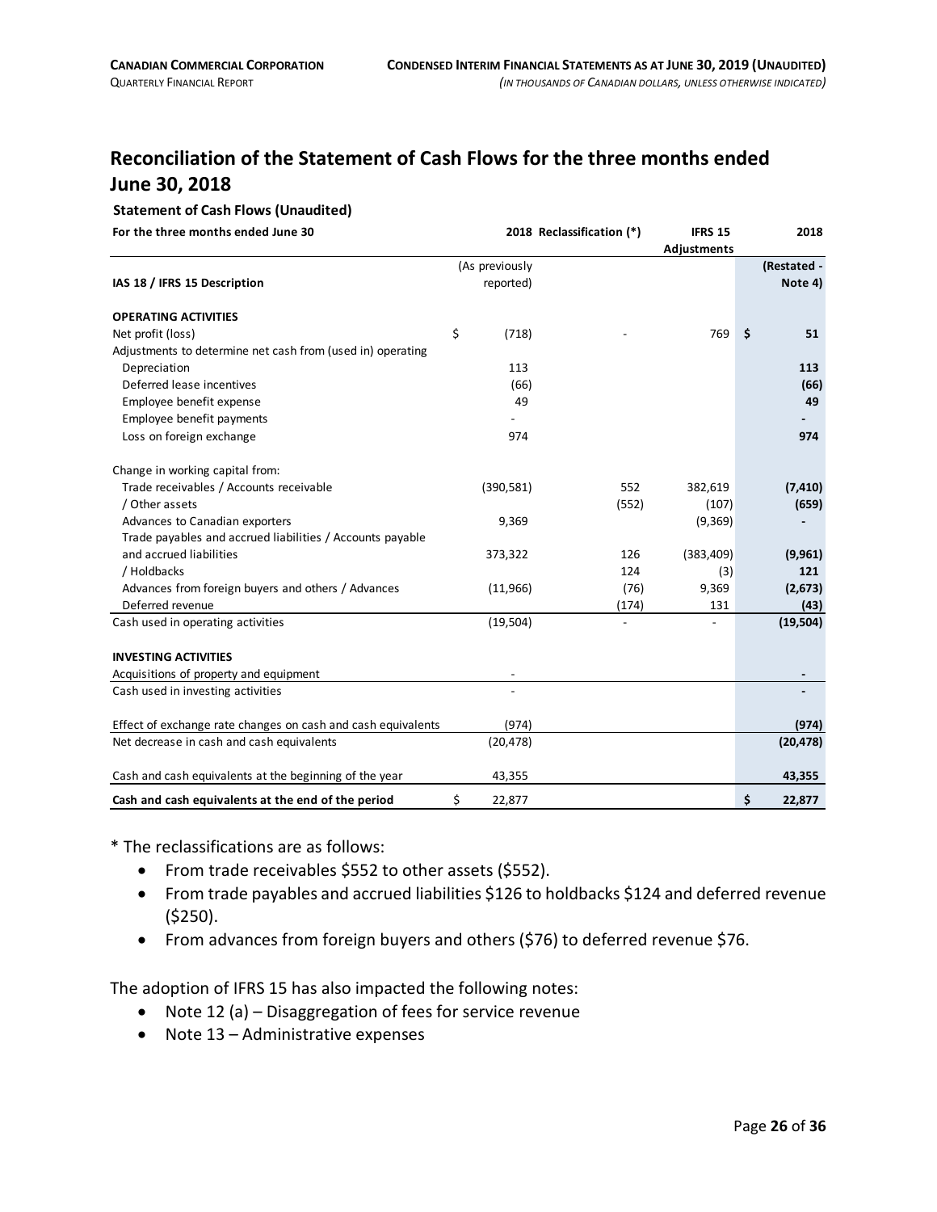## Reconciliation of the Statement of Cash Flows for the three months ended June 30, 2018

**Statement of Cash Flows (Unaudited)**

| For the three months ended June 30 | 2018 | Reclassification (*) | IFRS 15 Adjustments | 2018 |
|---|---|---|---|---|
| **IAS 18 / IFRS 15 Description** | (As previously reported) | | | **(Restated - Note 4)** |
| **OPERATING ACTIVITIES** | | | | |
| Net profit (loss) | $ (718) | - | 769 | **$ 51** |
| Adjustments to determine net cash from (used in) operating | | | | |
| Depreciation | 113 | | | **113** |
| Deferred lease incentives | (66) | | | **(66)** |
| Employee benefit expense | 49 | | | **49** |
| Employee benefit payments | - | | | **-** |
| Loss on foreign exchange | 974 | | | **974** |
| Change in working capital from: | | | | |
| Trade receivables / Accounts receivable | (390,581) | 552 | 382,619 | **(7,410)** |
| / Other assets | | (552) | (107) | **(659)** |
| Advances to Canadian exporters | 9,369 | | (9,369) | **-** |
| Trade payables and accrued liabilities / Accounts payable and accrued liabilities | 373,322 | 126 | (383,409) | **(9,961)** |
| / Holdbacks | | 124 | (3) | **121** |
| Advances from foreign buyers and others / Advances | (11,966) | (76) | 9,369 | **(2,673)** |
| Deferred revenue | | (174) | 131 | **(43)** |
| Cash used in operating activities | (19,504) | - | - | **(19,504)** |
| **INVESTING ACTIVITIES** | | | | |
| Acquisitions of property and equipment | - | | | **-** |
| Cash used in investing activities | - | | | **-** |
| Effect of exchange rate changes on cash and cash equivalents | (974) | | | **(974)** |
| Net decrease in cash and cash equivalents | (20,478) | | | **(20,478)** |
| Cash and cash equivalents at the beginning of the year | 43,355 | | | **43,355** |
| **Cash and cash equivalents at the end of the period** | $ 22,877 | | | **$ 22,877** |

\* The reclassifications are as follows:

- From trade receivables $552 to other assets ($552).
- From trade payables and accrued liabilities $126 to holdbacks $124 and deferred revenue ($250).
- From advances from foreign buyers and others ($76) to deferred revenue $76.

The adoption of IFRS 15 has also impacted the following notes:

- Note 12 (a) – Disaggregation of fees for service revenue
- Note 13 – Administrative expenses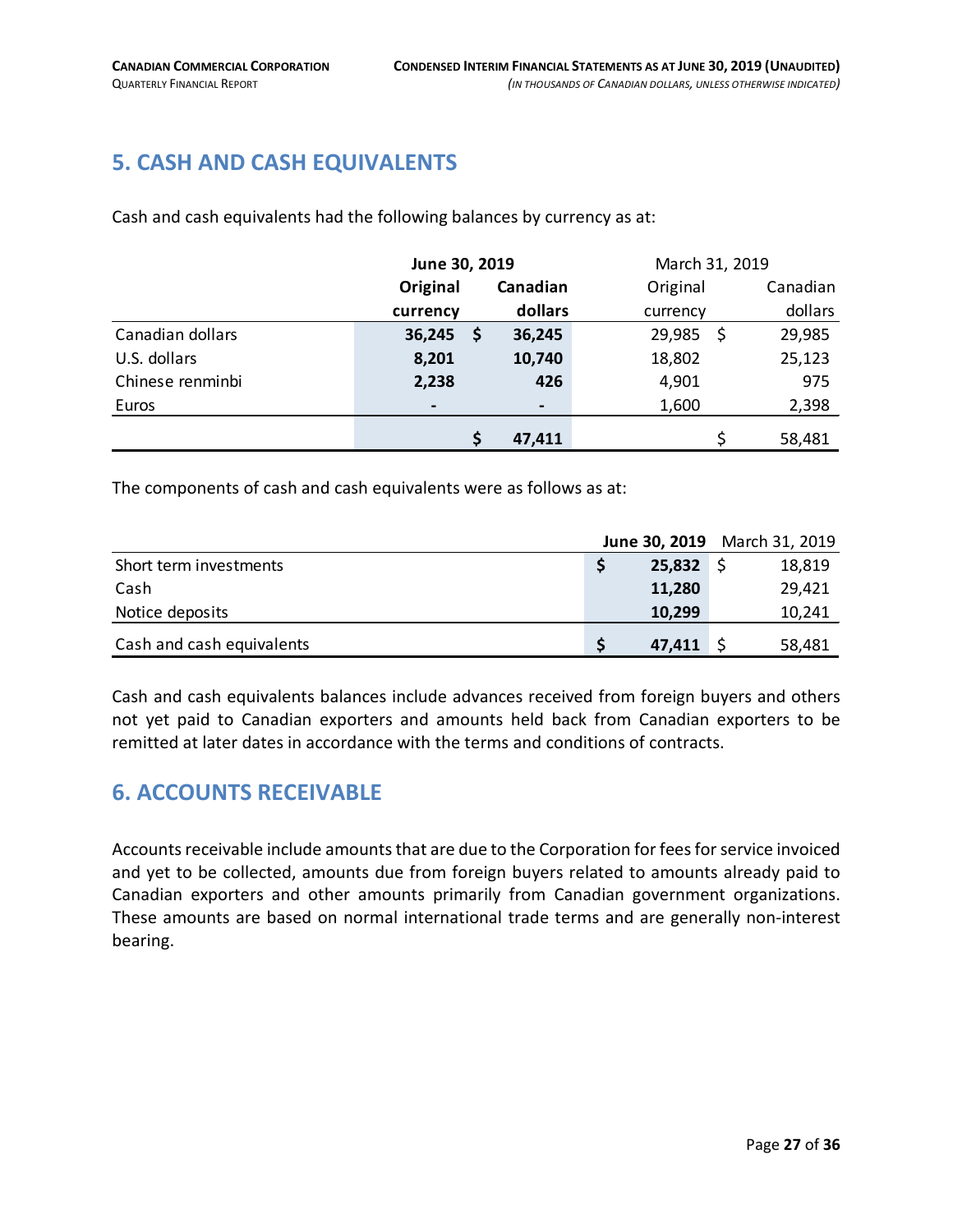## 5. CASH AND CASH EQUIVALENTS

Cash and cash equivalents had the following balances by currency as at:

| | **June 30, 2019** | | March 31, 2019 | |
|---|---|---|---|---|
| | **Original currency** | **Canadian dollars** | Original currency | Canadian dollars |
| Canadian dollars | **36,245** | **$ 36,245** | 29,985 | $ 29,985 |
| U.S. dollars | **8,201** | **10,740** | 18,802 | 25,123 |
| Chinese renminbi | **2,238** | **426** | 4,901 | 975 |
| Euros | **-** | **-** | 1,600 | 2,398 |
| | | **$ 47,411** | | $ 58,481 |

The components of cash and cash equivalents were as follows as at:

| | **June 30, 2019** | March 31, 2019 |
|---|---|---|
| Short term investments | **$ 25,832** | $ 18,819 |
| Cash | **11,280** | 29,421 |
| Notice deposits | **10,299** | 10,241 |
| Cash and cash equivalents | **$ 47,411** | $ 58,481 |

Cash and cash equivalents balances include advances received from foreign buyers and others not yet paid to Canadian exporters and amounts held back from Canadian exporters to be remitted at later dates in accordance with the terms and conditions of contracts.

## 6. ACCOUNTS RECEIVABLE

Accounts receivable include amounts that are due to the Corporation for fees for service invoiced and yet to be collected, amounts due from foreign buyers related to amounts already paid to Canadian exporters and other amounts primarily from Canadian government organizations. These amounts are based on normal international trade terms and are generally non-interest bearing.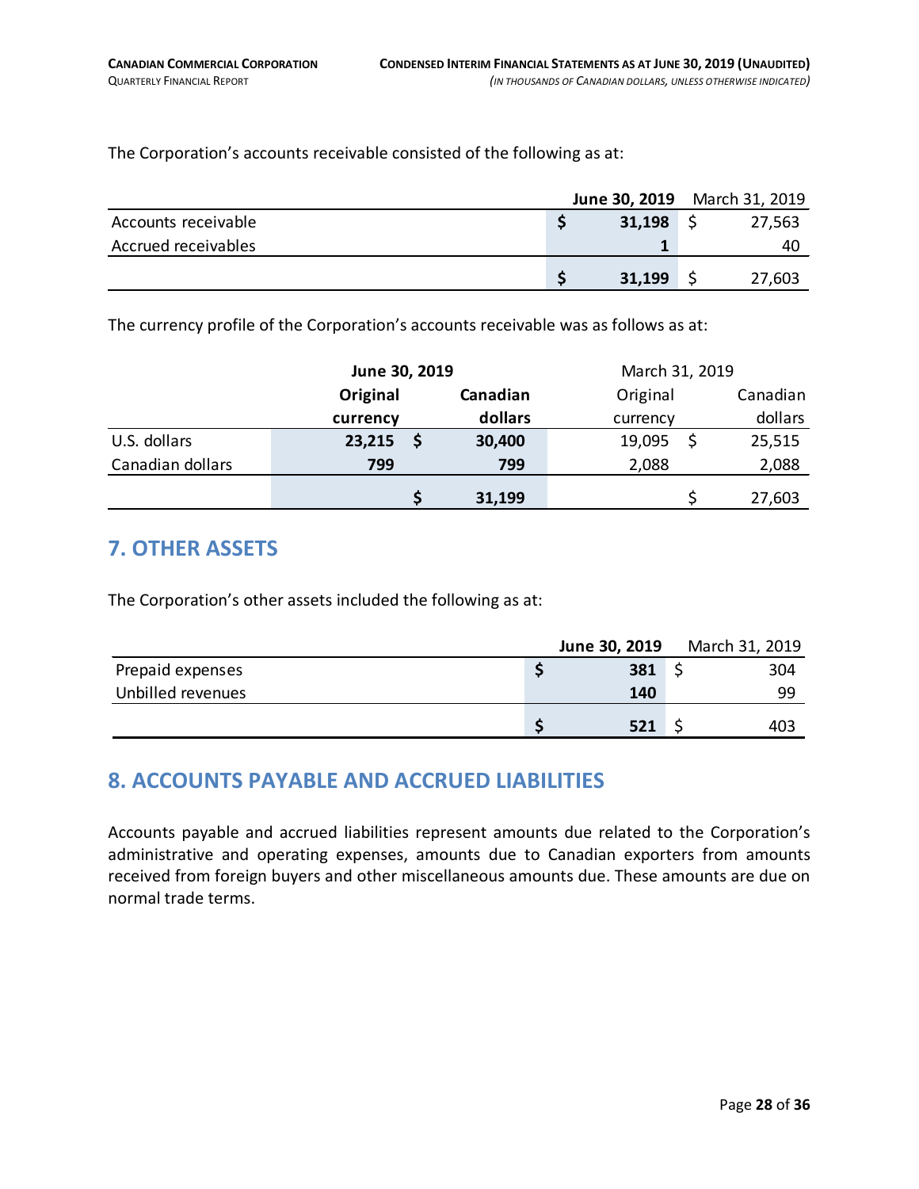The Corporation's accounts receivable consisted of the following as at:

| | June 30, 2019 | March 31, 2019 |
|---|---|---|
| Accounts receivable | $ 31,198 | $ 27,563 |
| Accrued receivables | 1 | 40 |
| | $ 31,199 | $ 27,603 |

The currency profile of the Corporation's accounts receivable was as follows as at:

| | June 30, 2019 | | March 31, 2019 | |
|---|---|---|---|---|
| | Original currency | Canadian dollars | Original currency | Canadian dollars |
| U.S. dollars | 23,215 | $ 30,400 | 19,095 | $ 25,515 |
| Canadian dollars | 799 | 799 | 2,088 | 2,088 |
| | | $ 31,199 | | $ 27,603 |

## 7. OTHER ASSETS

The Corporation's other assets included the following as at:

| | June 30, 2019 | March 31, 2019 |
|---|---|---|
| Prepaid expenses | $ 381 | $ 304 |
| Unbilled revenues | 140 | 99 |
| | $ 521 | $ 403 |

## 8. ACCOUNTS PAYABLE AND ACCRUED LIABILITIES

Accounts payable and accrued liabilities represent amounts due related to the Corporation's administrative and operating expenses, amounts due to Canadian exporters from amounts received from foreign buyers and other miscellaneous amounts due. These amounts are due on normal trade terms.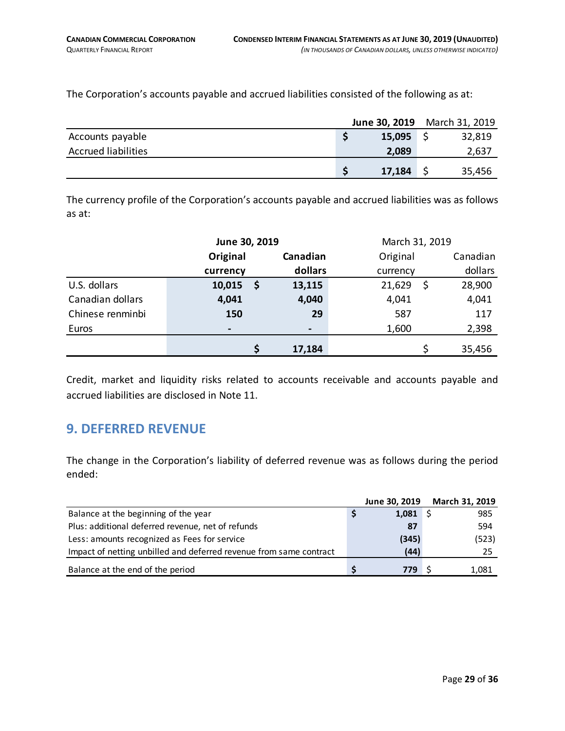The Corporation's accounts payable and accrued liabilities consisted of the following as at:

| | June 30, 2019 | March 31, 2019 |
|---|---|---|
| Accounts payable | $ 15,095 | $ 32,819 |
| Accrued liabilities | 2,089 | 2,637 |
| | $ 17,184 | $ 35,456 |

The currency profile of the Corporation's accounts payable and accrued liabilities was as follows as at:

| | June 30, 2019 | | March 31, 2019 | |
|---|---|---|---|---|
| | Original currency | Canadian dollars | Original currency | Canadian dollars |
| U.S. dollars | 10,015 | $ 13,115 | 21,629 | $ 28,900 |
| Canadian dollars | 4,041 | 4,040 | 4,041 | 4,041 |
| Chinese renminbi | 150 | 29 | 587 | 117 |
| Euros | - | - | 1,600 | 2,398 |
| | | $ 17,184 | | $ 35,456 |

Credit, market and liquidity risks related to accounts receivable and accounts payable and accrued liabilities are disclosed in Note 11.

## 9. DEFERRED REVENUE

The change in the Corporation's liability of deferred revenue was as follows during the period ended:

| | June 30, 2019 | March 31, 2019 |
|---|---|---|
| Balance at the beginning of the year | $ 1,081 | $ 985 |
| Plus: additional deferred revenue, net of refunds | 87 | 594 |
| Less: amounts recognized as Fees for service | (345) | (523) |
| Impact of netting unbilled and deferred revenue from same contract | (44) | 25 |
| Balance at the end of the period | $ 779 | $ 1,081 |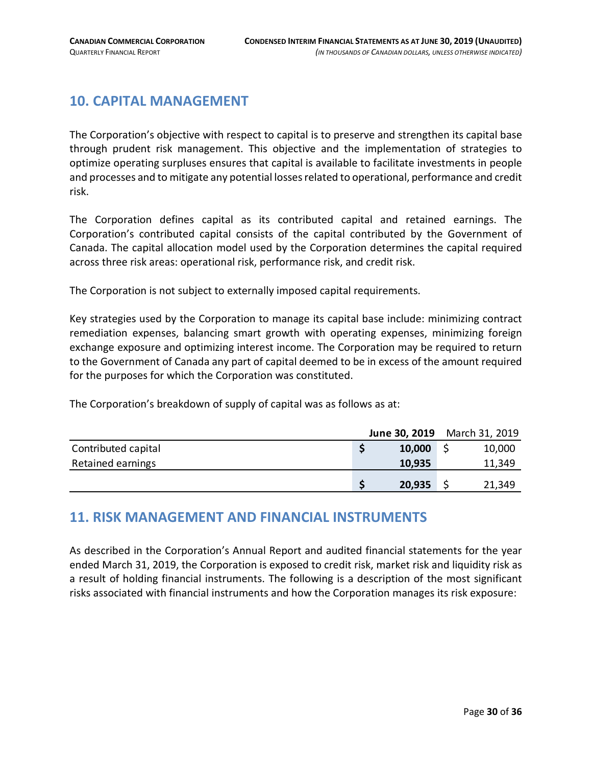## 10. CAPITAL MANAGEMENT

The Corporation's objective with respect to capital is to preserve and strengthen its capital base through prudent risk management. This objective and the implementation of strategies to optimize operating surpluses ensures that capital is available to facilitate investments in people and processes and to mitigate any potential losses related to operational, performance and credit risk.

The Corporation defines capital as its contributed capital and retained earnings. The Corporation's contributed capital consists of the capital contributed by the Government of Canada. The capital allocation model used by the Corporation determines the capital required across three risk areas: operational risk, performance risk, and credit risk.

The Corporation is not subject to externally imposed capital requirements.

Key strategies used by the Corporation to manage its capital base include: minimizing contract remediation expenses, balancing smart growth with operating expenses, minimizing foreign exchange exposure and optimizing interest income. The Corporation may be required to return to the Government of Canada any part of capital deemed to be in excess of the amount required for the purposes for which the Corporation was constituted.

The Corporation's breakdown of supply of capital was as follows as at:

| | **June 30, 2019** | March 31, 2019 |
|---|---|---|
| Contributed capital | **$ 10,000** | $ 10,000 |
| Retained earnings | **10,935** | 11,349 |
| | **$ 20,935** | $ 21,349 |

## 11. RISK MANAGEMENT AND FINANCIAL INSTRUMENTS

As described in the Corporation's Annual Report and audited financial statements for the year ended March 31, 2019, the Corporation is exposed to credit risk, market risk and liquidity risk as a result of holding financial instruments. The following is a description of the most significant risks associated with financial instruments and how the Corporation manages its risk exposure: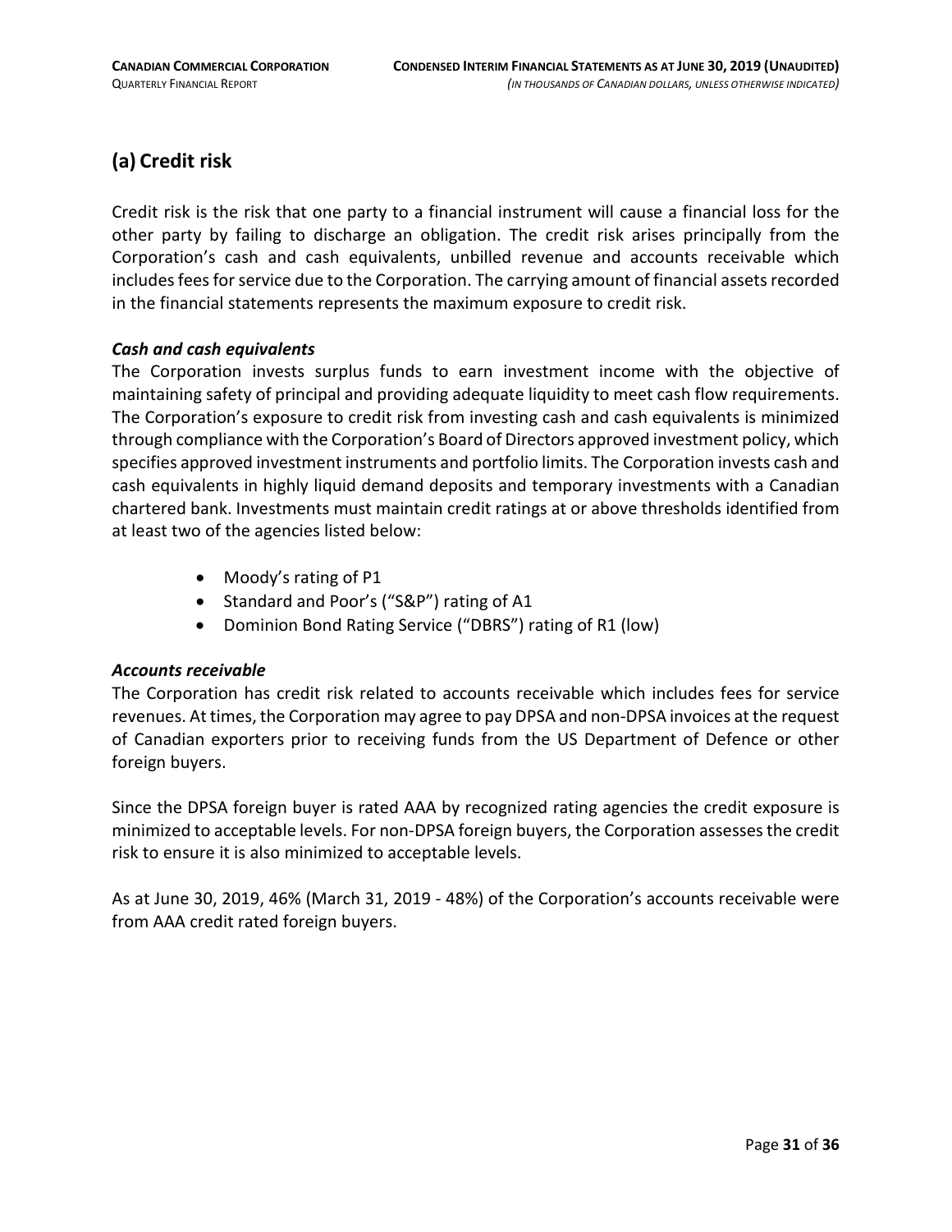## (a) Credit risk

Credit risk is the risk that one party to a financial instrument will cause a financial loss for the other party by failing to discharge an obligation. The credit risk arises principally from the Corporation's cash and cash equivalents, unbilled revenue and accounts receivable which includes fees for service due to the Corporation. The carrying amount of financial assets recorded in the financial statements represents the maximum exposure to credit risk.

***Cash and cash equivalents***

The Corporation invests surplus funds to earn investment income with the objective of maintaining safety of principal and providing adequate liquidity to meet cash flow requirements. The Corporation's exposure to credit risk from investing cash and cash equivalents is minimized through compliance with the Corporation's Board of Directors approved investment policy, which specifies approved investment instruments and portfolio limits. The Corporation invests cash and cash equivalents in highly liquid demand deposits and temporary investments with a Canadian chartered bank. Investments must maintain credit ratings at or above thresholds identified from at least two of the agencies listed below:

- Moody's rating of P1
- Standard and Poor's ("S&P") rating of A1
- Dominion Bond Rating Service ("DBRS") rating of R1 (low)

***Accounts receivable***

The Corporation has credit risk related to accounts receivable which includes fees for service revenues. At times, the Corporation may agree to pay DPSA and non-DPSA invoices at the request of Canadian exporters prior to receiving funds from the US Department of Defence or other foreign buyers.

Since the DPSA foreign buyer is rated AAA by recognized rating agencies the credit exposure is minimized to acceptable levels. For non-DPSA foreign buyers, the Corporation assesses the credit risk to ensure it is also minimized to acceptable levels.

As at June 30, 2019, 46% (March 31, 2019 - 48%) of the Corporation's accounts receivable were from AAA credit rated foreign buyers.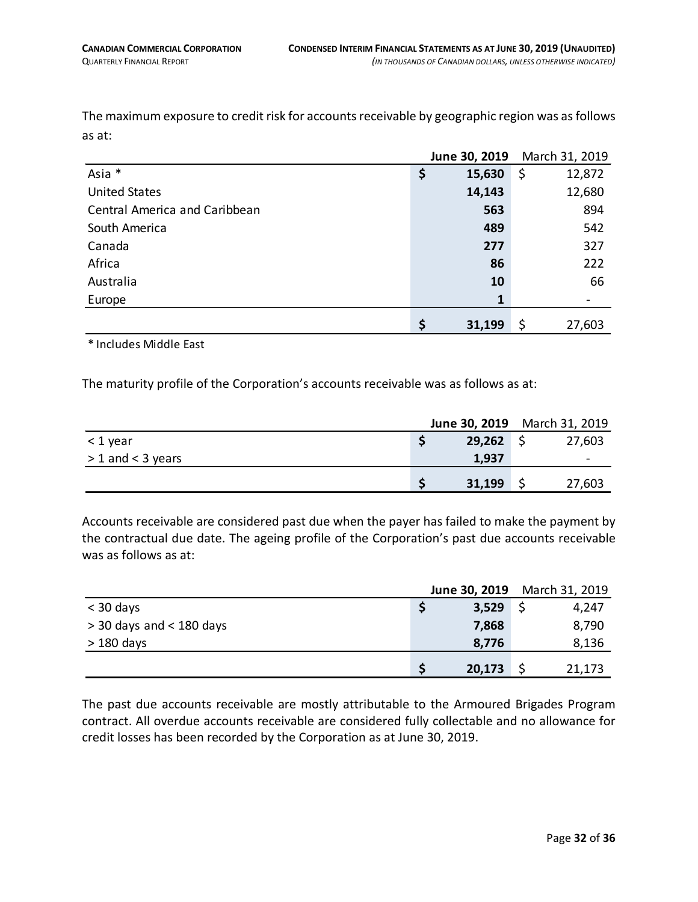The maximum exposure to credit risk for accounts receivable by geographic region was as follows as at:

| | June 30, 2019 | March 31, 2019 |
|---|---|---|
| Asia * | $ 15,630 | $ 12,872 |
| United States | 14,143 | 12,680 |
| Central America and Caribbean | 563 | 894 |
| South America | 489 | 542 |
| Canada | 277 | 327 |
| Africa | 86 | 222 |
| Australia | 10 | 66 |
| Europe | 1 | - |
| | $ 31,199 | $ 27,603 |

\* Includes Middle East

The maturity profile of the Corporation's accounts receivable was as follows as at:

| | June 30, 2019 | March 31, 2019 |
|---|---|---|
| < 1 year | $ 29,262 | $ 27,603 |
| > 1 and < 3 years | 1,937 | - |
| | $ 31,199 | $ 27,603 |

Accounts receivable are considered past due when the payer has failed to make the payment by the contractual due date. The ageing profile of the Corporation's past due accounts receivable was as follows as at:

| | June 30, 2019 | March 31, 2019 |
|---|---|---|
| < 30 days | $ 3,529 | $ 4,247 |
| > 30 days and < 180 days | 7,868 | 8,790 |
| > 180 days | 8,776 | 8,136 |
| | $ 20,173 | $ 21,173 |

The past due accounts receivable are mostly attributable to the Armoured Brigades Program contract. All overdue accounts receivable are considered fully collectable and no allowance for credit losses has been recorded by the Corporation as at June 30, 2019.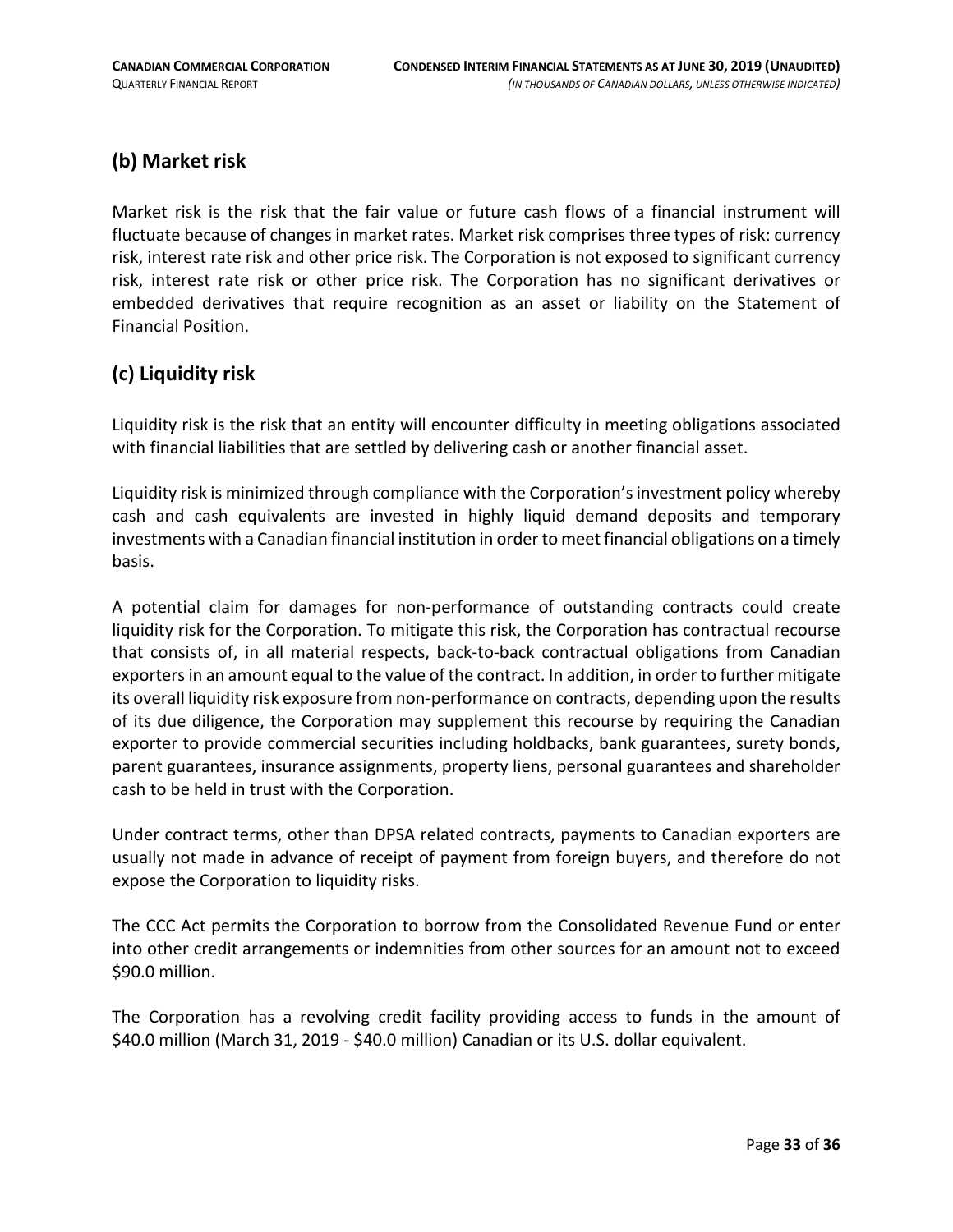## (b) Market risk

Market risk is the risk that the fair value or future cash flows of a financial instrument will fluctuate because of changes in market rates. Market risk comprises three types of risk: currency risk, interest rate risk and other price risk. The Corporation is not exposed to significant currency risk, interest rate risk or other price risk. The Corporation has no significant derivatives or embedded derivatives that require recognition as an asset or liability on the Statement of Financial Position.

## (c) Liquidity risk

Liquidity risk is the risk that an entity will encounter difficulty in meeting obligations associated with financial liabilities that are settled by delivering cash or another financial asset.

Liquidity risk is minimized through compliance with the Corporation's investment policy whereby cash and cash equivalents are invested in highly liquid demand deposits and temporary investments with a Canadian financial institution in order to meet financial obligations on a timely basis.

A potential claim for damages for non-performance of outstanding contracts could create liquidity risk for the Corporation. To mitigate this risk, the Corporation has contractual recourse that consists of, in all material respects, back-to-back contractual obligations from Canadian exporters in an amount equal to the value of the contract. In addition, in order to further mitigate its overall liquidity risk exposure from non-performance on contracts, depending upon the results of its due diligence, the Corporation may supplement this recourse by requiring the Canadian exporter to provide commercial securities including holdbacks, bank guarantees, surety bonds, parent guarantees, insurance assignments, property liens, personal guarantees and shareholder cash to be held in trust with the Corporation.

Under contract terms, other than DPSA related contracts, payments to Canadian exporters are usually not made in advance of receipt of payment from foreign buyers, and therefore do not expose the Corporation to liquidity risks.

The CCC Act permits the Corporation to borrow from the Consolidated Revenue Fund or enter into other credit arrangements or indemnities from other sources for an amount not to exceed $90.0 million.

The Corporation has a revolving credit facility providing access to funds in the amount of $40.0 million (March 31, 2019 - $40.0 million) Canadian or its U.S. dollar equivalent.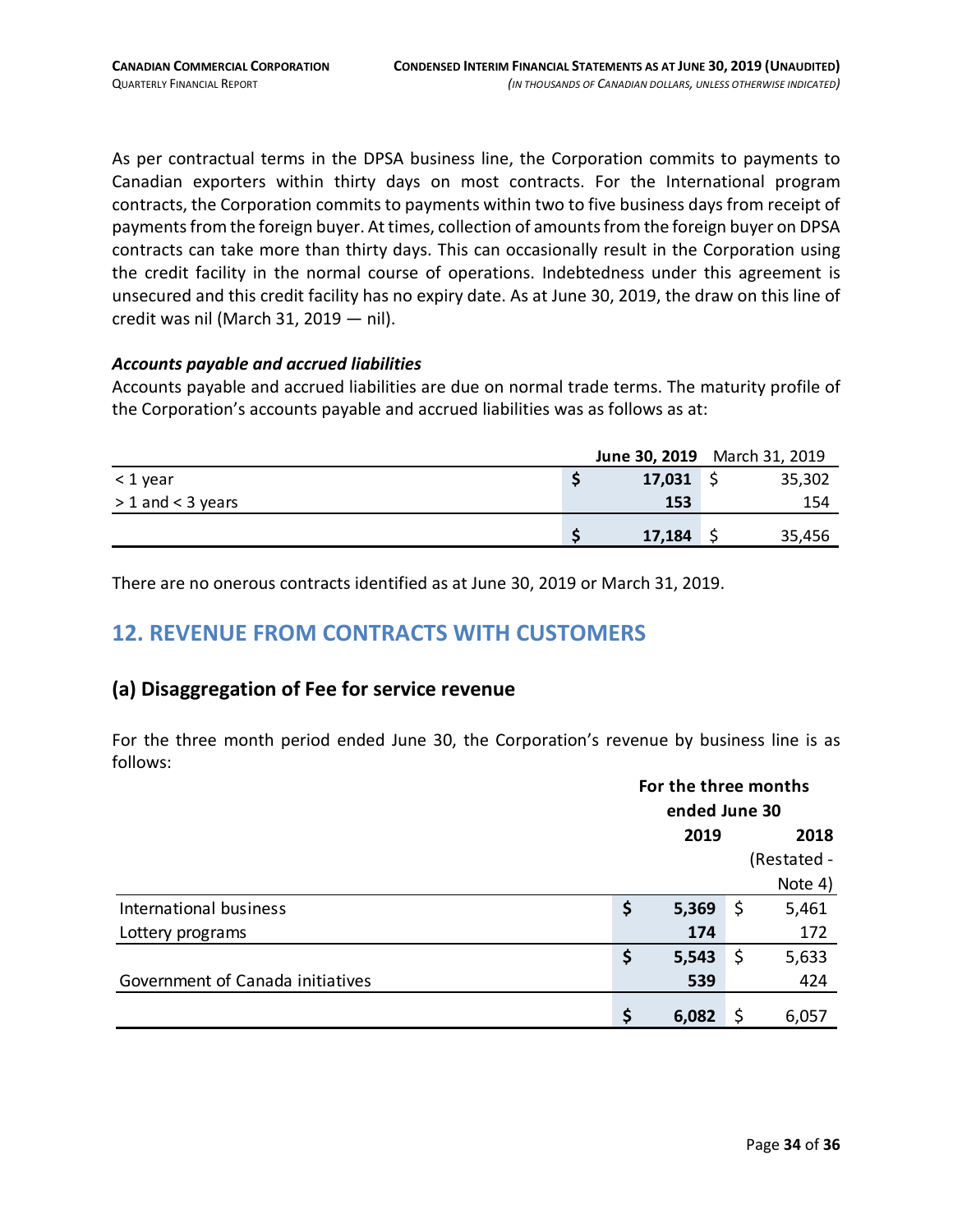As per contractual terms in the DPSA business line, the Corporation commits to payments to Canadian exporters within thirty days on most contracts. For the International program contracts, the Corporation commits to payments within two to five business days from receipt of payments from the foreign buyer. At times, collection of amounts from the foreign buyer on DPSA contracts can take more than thirty days. This can occasionally result in the Corporation using the credit facility in the normal course of operations. Indebtedness under this agreement is unsecured and this credit facility has no expiry date. As at June 30, 2019, the draw on this line of credit was nil (March 31, 2019 — nil).

### *Accounts payable and accrued liabilities*

Accounts payable and accrued liabilities are due on normal trade terms. The maturity profile of the Corporation's accounts payable and accrued liabilities was as follows as at:

| | **June 30, 2019** | March 31, 2019 |
|---|---|---|
| < 1 year | **$ 17,031** | $ 35,302 |
| > 1 and < 3 years | **153** | 154 |
| | **$ 17,184** | $ 35,456 |

There are no onerous contracts identified as at June 30, 2019 or March 31, 2019.

## 12. REVENUE FROM CONTRACTS WITH CUSTOMERS

### (a) Disaggregation of Fee for service revenue

For the three month period ended June 30, the Corporation's revenue by business line is as follows:

| | **For the three months ended June 30** | |
|---|---|---|
| | **2019** | **2018** (Restated - Note 4) |
| International business | **$ 5,369** | $ 5,461 |
| Lottery programs | **174** | 172 |
| | **$ 5,543** | $ 5,633 |
| Government of Canada initiatives | **539** | 424 |
| | **$ 6,082** | $ 6,057 |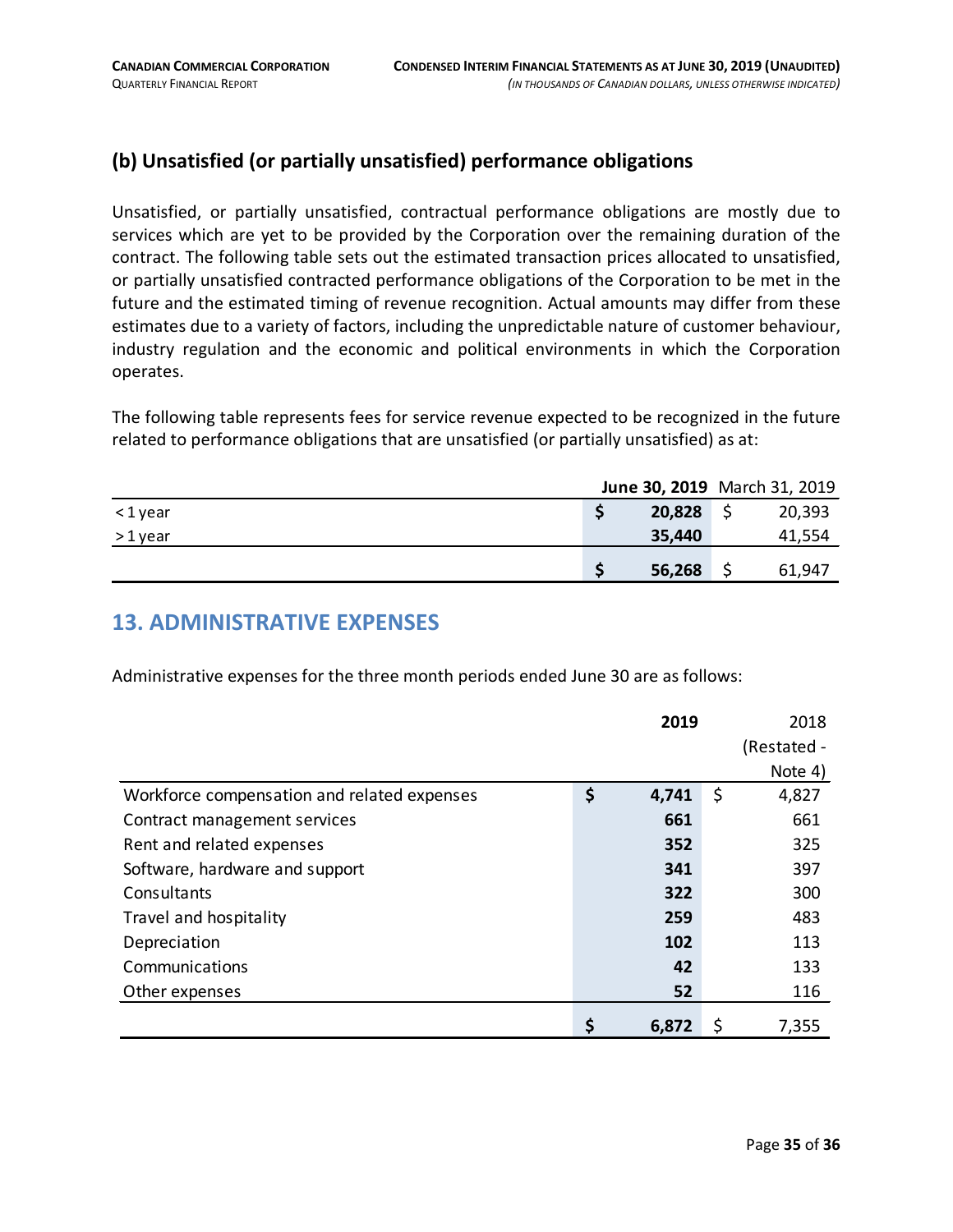## (b) Unsatisfied (or partially unsatisfied) performance obligations

Unsatisfied, or partially unsatisfied, contractual performance obligations are mostly due to services which are yet to be provided by the Corporation over the remaining duration of the contract. The following table sets out the estimated transaction prices allocated to unsatisfied, or partially unsatisfied contracted performance obligations of the Corporation to be met in the future and the estimated timing of revenue recognition. Actual amounts may differ from these estimates due to a variety of factors, including the unpredictable nature of customer behaviour, industry regulation and the economic and political environments in which the Corporation operates.

The following table represents fees for service revenue expected to be recognized in the future related to performance obligations that are unsatisfied (or partially unsatisfied) as at:

| | **June 30, 2019** | March 31, 2019 |
|---|---|---|
| < 1 year | **$ 20,828** | $ 20,393 |
| > 1 year | **35,440** | 41,554 |
| | **$ 56,268** | $ 61,947 |

# 13. ADMINISTRATIVE EXPENSES

Administrative expenses for the three month periods ended June 30 are as follows:

| | **2019** | 2018 (Restated - Note 4) |
|---|---|---|
| Workforce compensation and related expenses | **$ 4,741** | $ 4,827 |
| Contract management services | **661** | 661 |
| Rent and related expenses | **352** | 325 |
| Software, hardware and support | **341** | 397 |
| Consultants | **322** | 300 |
| Travel and hospitality | **259** | 483 |
| Depreciation | **102** | 113 |
| Communications | **42** | 133 |
| Other expenses | **52** | 116 |
| | **$ 6,872** | $ 7,355 |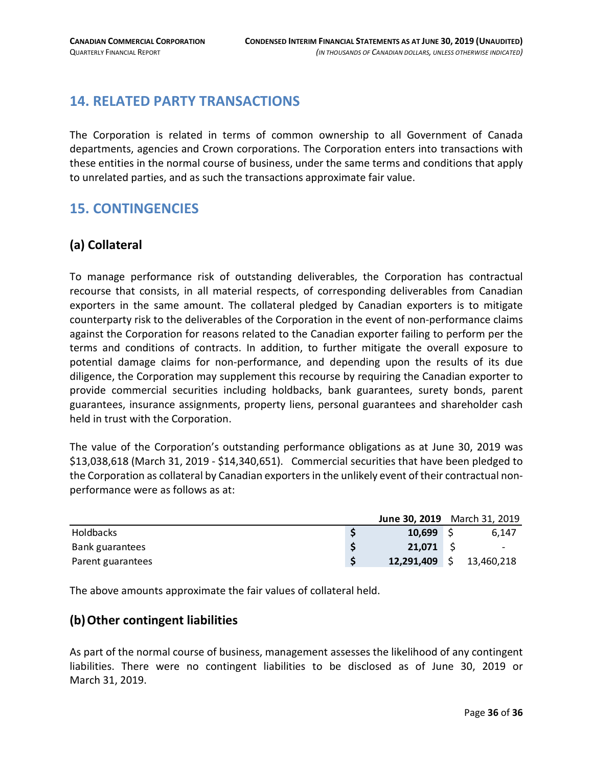## 14. RELATED PARTY TRANSACTIONS

The Corporation is related in terms of common ownership to all Government of Canada departments, agencies and Crown corporations. The Corporation enters into transactions with these entities in the normal course of business, under the same terms and conditions that apply to unrelated parties, and as such the transactions approximate fair value.

## 15. CONTINGENCIES

### (a) Collateral

To manage performance risk of outstanding deliverables, the Corporation has contractual recourse that consists, in all material respects, of corresponding deliverables from Canadian exporters in the same amount. The collateral pledged by Canadian exporters is to mitigate counterparty risk to the deliverables of the Corporation in the event of non-performance claims against the Corporation for reasons related to the Canadian exporter failing to perform per the terms and conditions of contracts. In addition, to further mitigate the overall exposure to potential damage claims for non-performance, and depending upon the results of its due diligence, the Corporation may supplement this recourse by requiring the Canadian exporter to provide commercial securities including holdbacks, bank guarantees, surety bonds, parent guarantees, insurance assignments, property liens, personal guarantees and shareholder cash held in trust with the Corporation.

The value of the Corporation's outstanding performance obligations as at June 30, 2019 was $13,038,618 (March 31, 2019 - $14,340,651). Commercial securities that have been pledged to the Corporation as collateral by Canadian exporters in the unlikely event of their contractual non-performance were as follows as at:

| | **June 30, 2019** | March 31, 2019 |
|---|---|---|
| Holdbacks | **$ 10,699** | $ 6,147 |
| Bank guarantees | **$ 21,071** | $ - |
| Parent guarantees | **$ 12,291,409** | $ 13,460,218 |

The above amounts approximate the fair values of collateral held.

### (b) Other contingent liabilities

As part of the normal course of business, management assesses the likelihood of any contingent liabilities. There were no contingent liabilities to be disclosed as of June 30, 2019 or March 31, 2019.